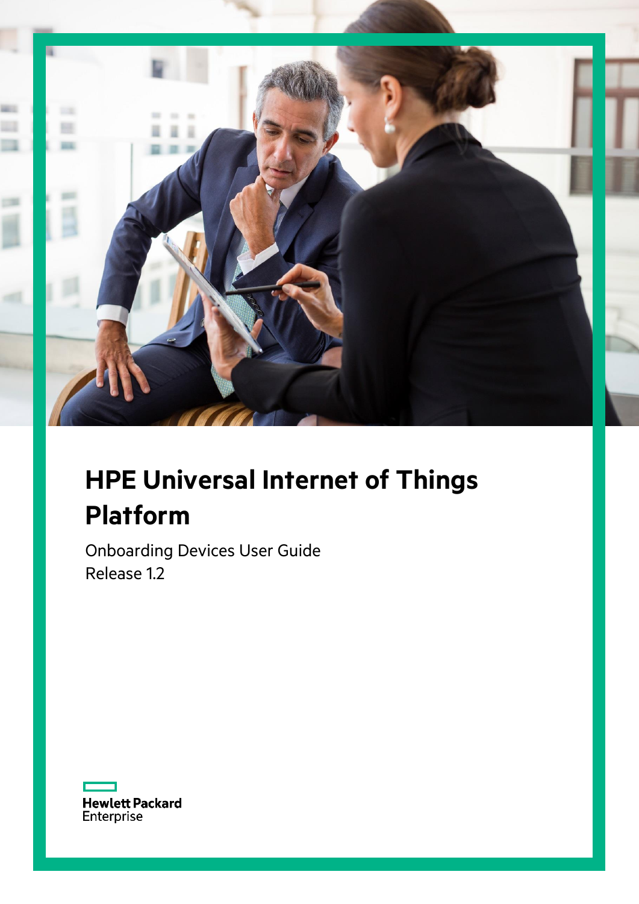# HPE Universal Internet of Things Platform

Onboarding Devices User Guide
Release 1.2

Hewlett Packard
Enterprise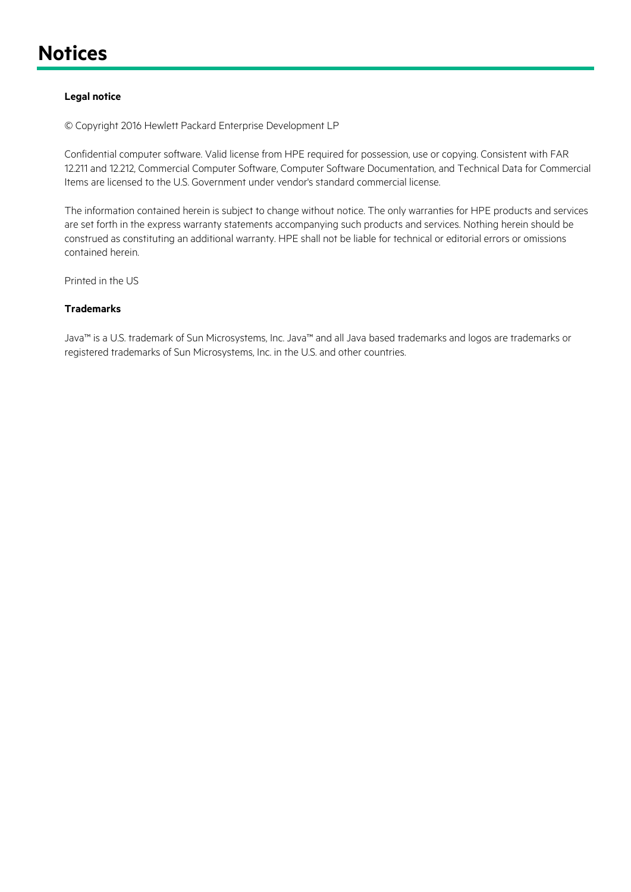# Notices

**Legal notice**

© Copyright 2016 Hewlett Packard Enterprise Development LP

Confidential computer software. Valid license from HPE required for possession, use or copying. Consistent with FAR 12.211 and 12.212, Commercial Computer Software, Computer Software Documentation, and Technical Data for Commercial Items are licensed to the U.S. Government under vendor's standard commercial license.

The information contained herein is subject to change without notice. The only warranties for HPE products and services are set forth in the express warranty statements accompanying such products and services. Nothing herein should be construed as constituting an additional warranty. HPE shall not be liable for technical or editorial errors or omissions contained herein.

Printed in the US

**Trademarks**

Java™ is a U.S. trademark of Sun Microsystems, Inc. Java™ and all Java based trademarks and logos are trademarks or registered trademarks of Sun Microsystems, Inc. in the U.S. and other countries.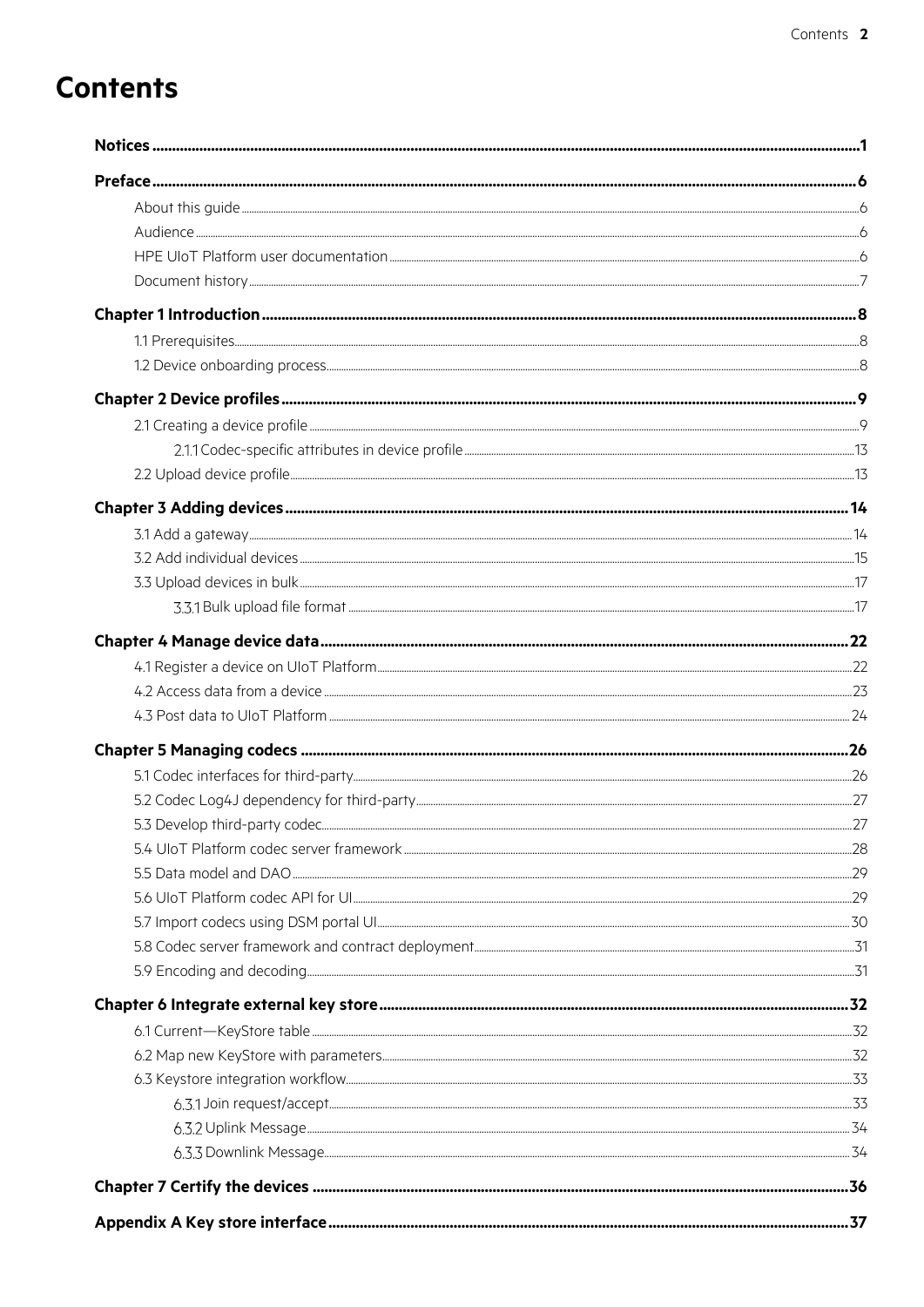# Contents

**Notices** ... 1

**Preface** ... 6

- About this guide ... 6
- Audience ... 6
- HPE UIoT Platform user documentation ... 6
- Document history ... 7

**Chapter 1 Introduction** ... 8

- 1.1 Prerequisites ... 8
- 1.2 Device onboarding process ... 8

**Chapter 2 Device profiles** ... 9

- 2.1 Creating a device profile ... 9
  - 2.1.1 Codec-specific attributes in device profile ... 13
- 2.2 Upload device profile ... 13

**Chapter 3 Adding devices** ... 14

- 3.1 Add a gateway ... 14
- 3.2 Add individual devices ... 15
- 3.3 Upload devices in bulk ... 17
  - 3.3.1 Bulk upload file format ... 17

**Chapter 4 Manage device data** ... 22

- 4.1 Register a device on UIoT Platform ... 22
- 4.2 Access data from a device ... 23
- 4.3 Post data to UIoT Platform ... 24

**Chapter 5 Managing codecs** ... 26

- 5.1 Codec interfaces for third-party ... 26
- 5.2 Codec Log4J dependency for third-party ... 27
- 5.3 Develop third-party codec ... 27
- 5.4 UIoT Platform codec server framework ... 28
- 5.5 Data model and DAO ... 29
- 5.6 UIoT Platform codec API for UI ... 29
- 5.7 Import codecs using DSM portal UI ... 30
- 5.8 Codec server framework and contract deployment ... 31
- 5.9 Encoding and decoding ... 31

**Chapter 6 Integrate external key store** ... 32

- 6.1 Current—KeyStore table ... 32
- 6.2 Map new KeyStore with parameters ... 32
- 6.3 Keystore integration workflow ... 33
  - 6.3.1 Join request/accept ... 33
  - 6.3.2 Uplink Message ... 34
  - 6.3.3 Downlink Message ... 34

**Chapter 7 Certify the devices** ... 36

**Appendix A Key store interface** ... 37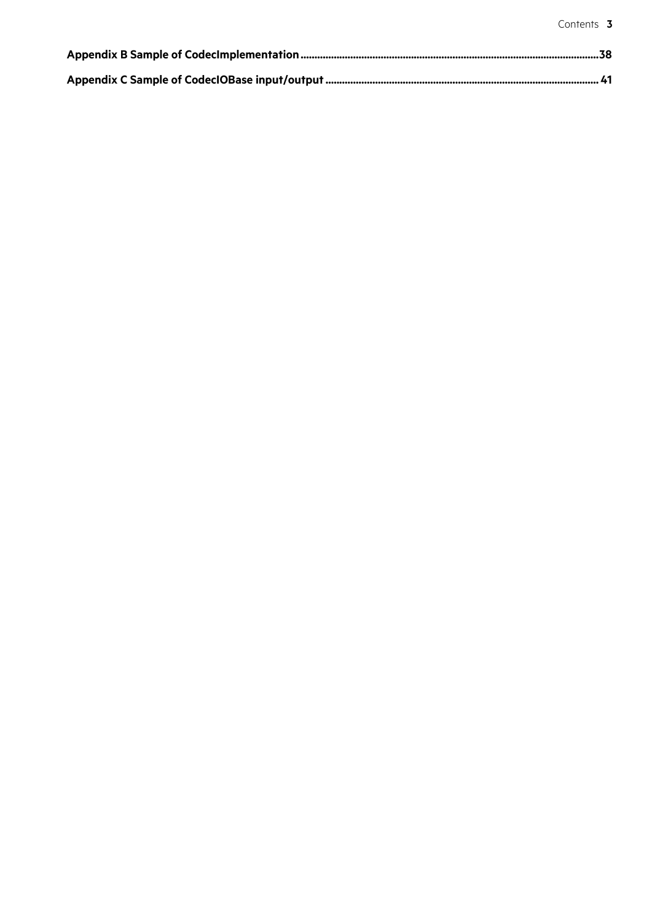**Appendix B Sample of CodecImplementation** ........................................................ 38

**Appendix C Sample of CodecIOBase input/output** ................................................. 41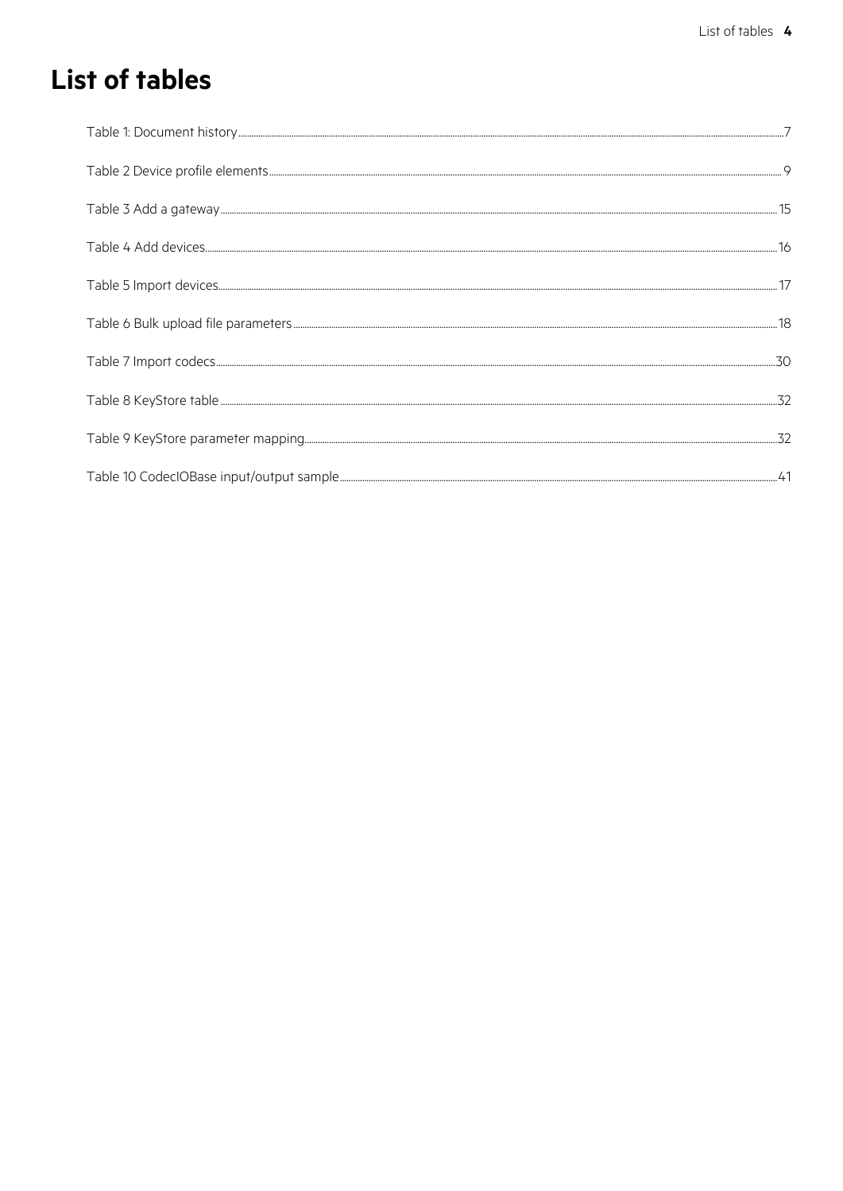# List of tables

Table 1: Document history ..... 7

Table 2 Device profile elements ..... 9

Table 3 Add a gateway ..... 15

Table 4 Add devices ..... 16

Table 5 Import devices ..... 17

Table 6 Bulk upload file parameters ..... 18

Table 7 Import codecs ..... 30

Table 8 KeyStore table ..... 32

Table 9 KeyStore parameter mapping ..... 32

Table 10 CodecIOBase input/output sample ..... 41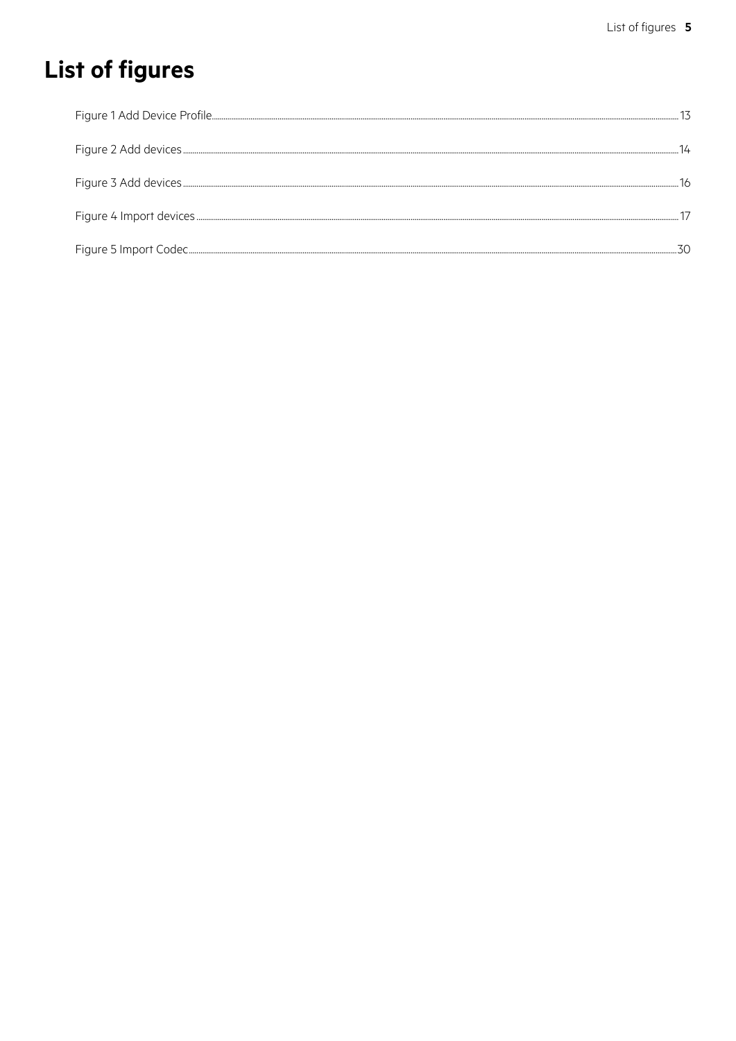# List of figures

Figure 1 Add Device Profile ........ 13

Figure 2 Add devices ........ 14

Figure 3 Add devices ........ 16

Figure 4 Import devices ........ 17

Figure 5 Import Codec ........ 30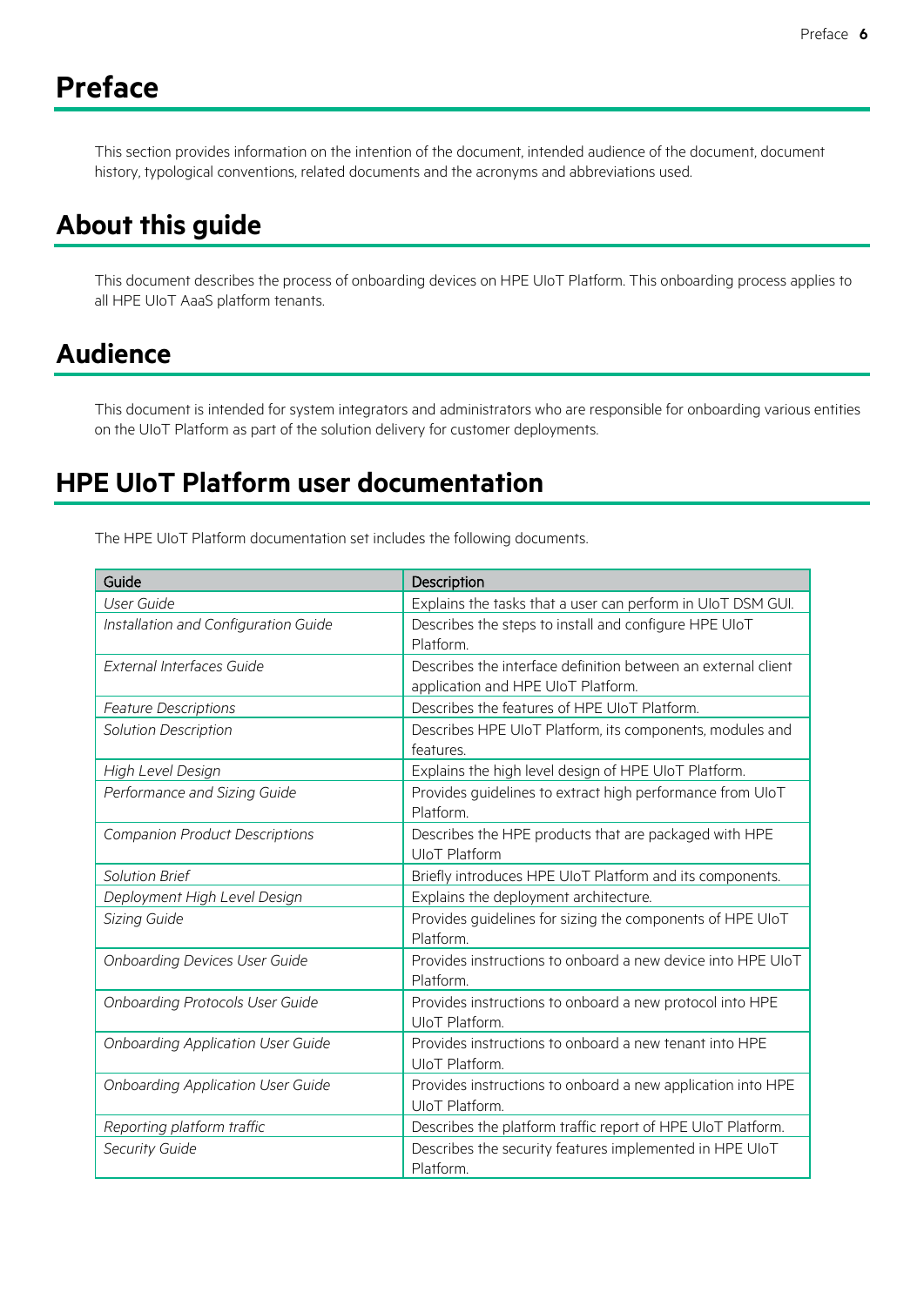# Preface

This section provides information on the intention of the document, intended audience of the document, document history, typological conventions, related documents and the acronyms and abbreviations used.

# About this guide

This document describes the process of onboarding devices on HPE UIoT Platform. This onboarding process applies to all HPE UIoT AaaS platform tenants.

# Audience

This document is intended for system integrators and administrators who are responsible for onboarding various entities on the UIoT Platform as part of the solution delivery for customer deployments.

# HPE UIoT Platform user documentation

The HPE UIoT Platform documentation set includes the following documents.

| Guide | Description |
|---|---|
| *User Guide* | Explains the tasks that a user can perform in UIoT DSM GUI. |
| *Installation and Configuration Guide* | Describes the steps to install and configure HPE UIoT Platform. |
| *External Interfaces Guide* | Describes the interface definition between an external client application and HPE UIoT Platform. |
| *Feature Descriptions* | Describes the features of HPE UIoT Platform. |
| *Solution Description* | Describes HPE UIoT Platform, its components, modules and features. |
| *High Level Design* | Explains the high level design of HPE UIoT Platform. |
| *Performance and Sizing Guide* | Provides guidelines to extract high performance from UIoT Platform. |
| *Companion Product Descriptions* | Describes the HPE products that are packaged with HPE UIoT Platform |
| *Solution Brief* | Briefly introduces HPE UIoT Platform and its components. |
| *Deployment High Level Design* | Explains the deployment architecture. |
| *Sizing Guide* | Provides guidelines for sizing the components of HPE UIoT Platform. |
| *Onboarding Devices User Guide* | Provides instructions to onboard a new device into HPE UIoT Platform. |
| *Onboarding Protocols User Guide* | Provides instructions to onboard a new protocol into HPE UIoT Platform. |
| *Onboarding Application User Guide* | Provides instructions to onboard a new tenant into HPE UIoT Platform. |
| *Onboarding Application User Guide* | Provides instructions to onboard a new application into HPE UIoT Platform. |
| *Reporting platform traffic* | Describes the platform traffic report of HPE UIoT Platform. |
| *Security Guide* | Describes the security features implemented in HPE UIoT Platform. |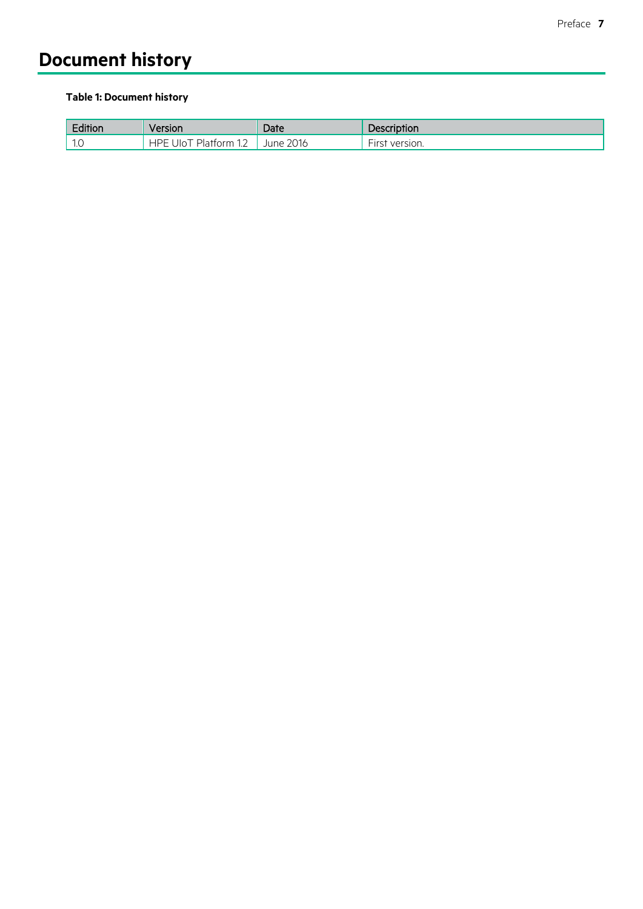# Document history

**Table 1: Document history**

| Edition | Version | Date | Description |
|---|---|---|---|
| 1.0 | HPE UIoT Platform 1.2 | June 2016 | First version. |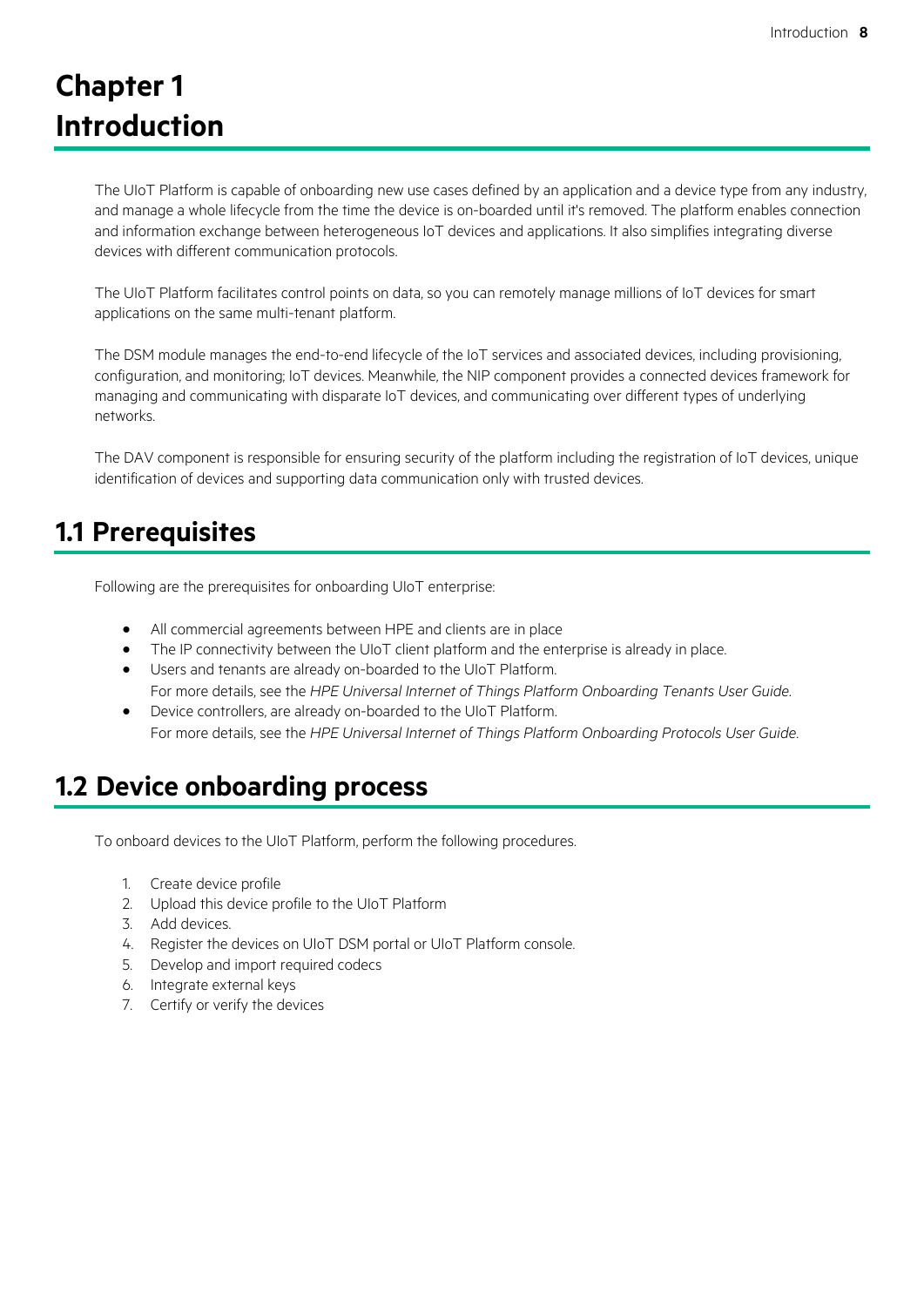# Chapter 1 Introduction

The UIoT Platform is capable of onboarding new use cases defined by an application and a device type from any industry, and manage a whole lifecycle from the time the device is on-boarded until it's removed. The platform enables connection and information exchange between heterogeneous IoT devices and applications. It also simplifies integrating diverse devices with different communication protocols.

The UIoT Platform facilitates control points on data, so you can remotely manage millions of IoT devices for smart applications on the same multi-tenant platform.

The DSM module manages the end-to-end lifecycle of the IoT services and associated devices, including provisioning, configuration, and monitoring; IoT devices. Meanwhile, the NIP component provides a connected devices framework for managing and communicating with disparate IoT devices, and communicating over different types of underlying networks.

The DAV component is responsible for ensuring security of the platform including the registration of IoT devices, unique identification of devices and supporting data communication only with trusted devices.

## 1.1 Prerequisites

Following are the prerequisites for onboarding UIoT enterprise:

- All commercial agreements between HPE and clients are in place
- The IP connectivity between the UIoT client platform and the enterprise is already in place.
- Users and tenants are already on-boarded to the UIoT Platform.
  For more details, see the *HPE Universal Internet of Things Platform Onboarding Tenants User Guide*.
- Device controllers, are already on-boarded to the UIoT Platform.
  For more details, see the *HPE Universal Internet of Things Platform Onboarding Protocols User Guide*.

## 1.2 Device onboarding process

To onboard devices to the UIoT Platform, perform the following procedures.

1. Create device profile
2. Upload this device profile to the UIoT Platform
3. Add devices.
4. Register the devices on UIoT DSM portal or UIoT Platform console.
5. Develop and import required codecs
6. Integrate external keys
7. Certify or verify the devices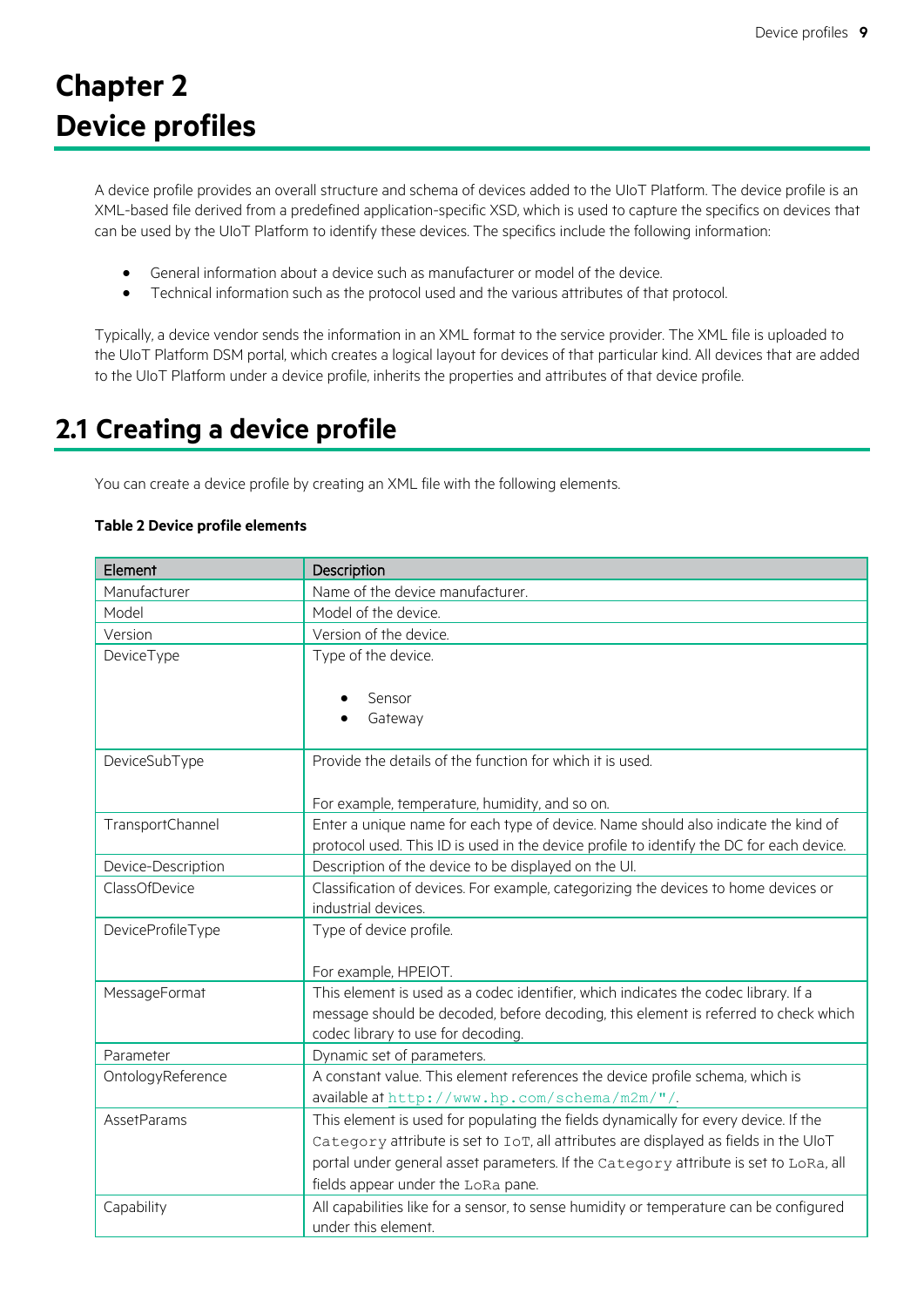# Chapter 2 Device profiles

A device profile provides an overall structure and schema of devices added to the UIoT Platform. The device profile is an XML-based file derived from a predefined application-specific XSD, which is used to capture the specifics on devices that can be used by the UIoT Platform to identify these devices. The specifics include the following information:

- General information about a device such as manufacturer or model of the device.
- Technical information such as the protocol used and the various attributes of that protocol.

Typically, a device vendor sends the information in an XML format to the service provider. The XML file is uploaded to the UIoT Platform DSM portal, which creates a logical layout for devices of that particular kind. All devices that are added to the UIoT Platform under a device profile, inherits the properties and attributes of that device profile.

## 2.1 Creating a device profile

You can create a device profile by creating an XML file with the following elements.

**Table 2 Device profile elements**

| Element | Description |
|---|---|
| Manufacturer | Name of the device manufacturer. |
| Model | Model of the device. |
| Version | Version of the device. |
| DeviceType | Type of the device.<br>• Sensor<br>• Gateway |
| DeviceSubType | Provide the details of the function for which it is used.<br>For example, temperature, humidity, and so on. |
| TransportChannel | Enter a unique name for each type of device. Name should also indicate the kind of protocol used. This ID is used in the device profile to identify the DC for each device. |
| Device-Description | Description of the device to be displayed on the UI. |
| ClassOfDevice | Classification of devices. For example, categorizing the devices to home devices or industrial devices. |
| DeviceProfileType | Type of device profile.<br>For example, HPEIOT. |
| MessageFormat | This element is used as a codec identifier, which indicates the codec library. If a message should be decoded, before decoding, this element is referred to check which codec library to use for decoding. |
| Parameter | Dynamic set of parameters. |
| OntologyReference | A constant value. This element references the device profile schema, which is available at `http://www.hp.com/schema/m2m/"/`. |
| AssetParams | This element is used for populating the fields dynamically for every device. If the `Category` attribute is set to `IoT`, all attributes are displayed as fields in the UIoT portal under general asset parameters. If the `Category` attribute is set to `LoRa`, all fields appear under the `LoRa` pane. |
| Capability | All capabilities like for a sensor, to sense humidity or temperature can be configured under this element. |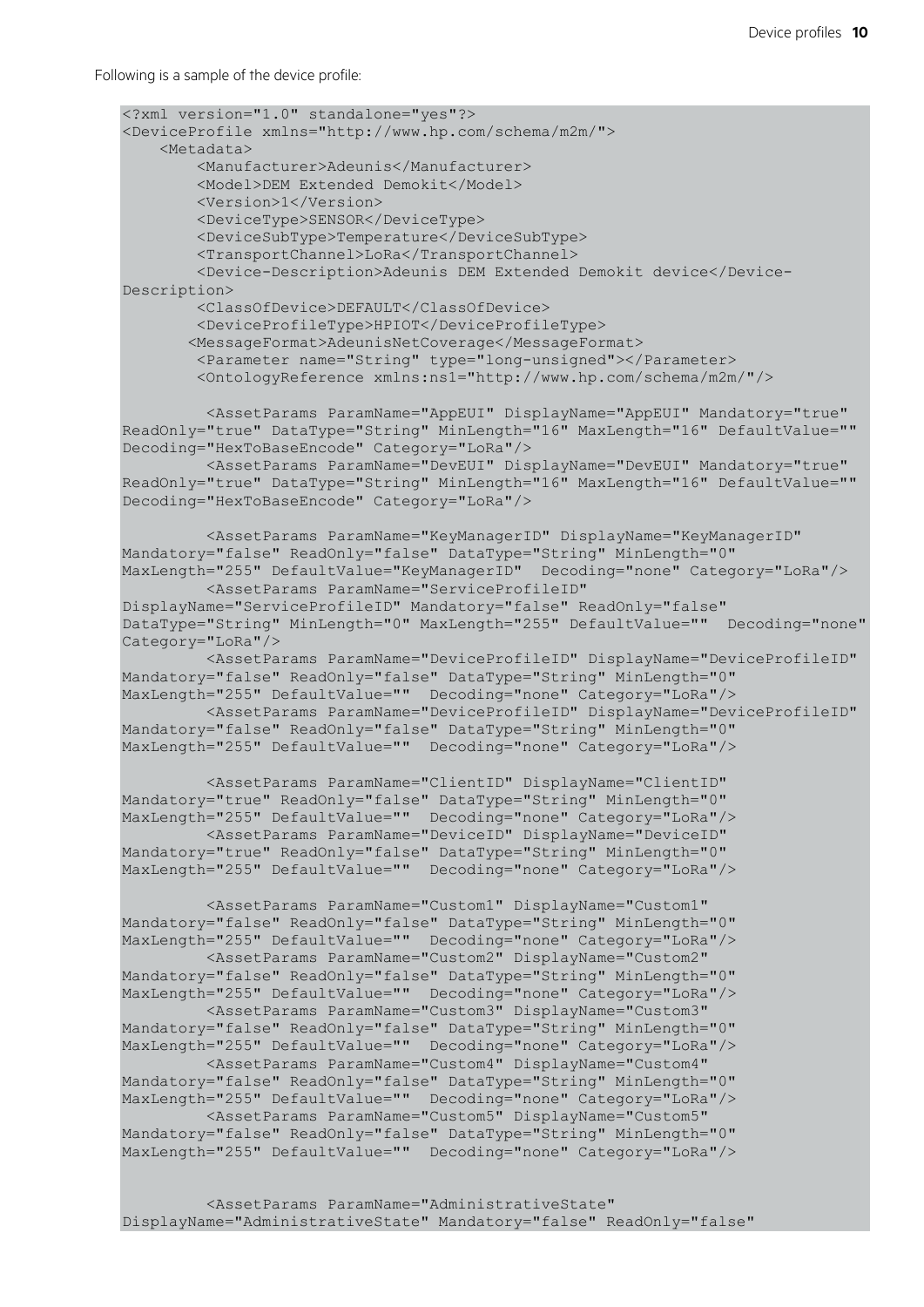Following is a sample of the device profile:

```
<?xml version="1.0" standalone="yes"?>
<DeviceProfile xmlns="http://www.hp.com/schema/m2m/">
    <Metadata>
        <Manufacturer>Adeunis</Manufacturer>
        <Model>DEM Extended Demokit</Model>
        <Version>1</Version>
        <DeviceType>SENSOR</DeviceType>
        <DeviceSubType>Temperature</DeviceSubType>
        <TransportChannel>LoRa</TransportChannel>
        <Device-Description>Adeunis DEM Extended Demokit device</Device-
Description>
        <ClassOfDevice>DEFAULT</ClassOfDevice>
        <DeviceProfileType>HPIOT</DeviceProfileType>
       <MessageFormat>AdeunisNetCoverage</MessageFormat>
        <Parameter name="String" type="long-unsigned"></Parameter>
        <OntologyReference xmlns:ns1="http://www.hp.com/schema/m2m/"/>

         <AssetParams ParamName="AppEUI" DisplayName="AppEUI" Mandatory="true"
ReadOnly="true" DataType="String" MinLength="16" MaxLength="16" DefaultValue=""
Decoding="HexToBaseEncode" Category="LoRa"/>
        <AssetParams ParamName="DevEUI" DisplayName="DevEUI" Mandatory="true"
ReadOnly="true" DataType="String" MinLength="16" MaxLength="16" DefaultValue=""
Decoding="HexToBaseEncode" Category="LoRa"/>

         <AssetParams ParamName="KeyManagerID" DisplayName="KeyManagerID"
Mandatory="false" ReadOnly="false" DataType="String" MinLength="0"
MaxLength="255" DefaultValue="KeyManagerID"  Decoding="none" Category="LoRa"/>
        <AssetParams ParamName="ServiceProfileID"
DisplayName="ServiceProfileID" Mandatory="false" ReadOnly="false"
DataType="String" MinLength="0" MaxLength="255" DefaultValue=""  Decoding="none"
Category="LoRa"/>
        <AssetParams ParamName="DeviceProfileID" DisplayName="DeviceProfileID"
Mandatory="false" ReadOnly="false" DataType="String" MinLength="0"
MaxLength="255" DefaultValue=""  Decoding="none" Category="LoRa"/>
        <AssetParams ParamName="DeviceProfileID" DisplayName="DeviceProfileID"
Mandatory="false" ReadOnly="false" DataType="String" MinLength="0"
MaxLength="255" DefaultValue=""  Decoding="none" Category="LoRa"/>

         <AssetParams ParamName="ClientID" DisplayName="ClientID"
Mandatory="true" ReadOnly="false" DataType="String" MinLength="0"
MaxLength="255" DefaultValue=""  Decoding="none" Category="LoRa"/>
        <AssetParams ParamName="DeviceID" DisplayName="DeviceID"
Mandatory="true" ReadOnly="false" DataType="String" MinLength="0"
MaxLength="255" DefaultValue=""  Decoding="none" Category="LoRa"/>

         <AssetParams ParamName="Custom1" DisplayName="Custom1"
Mandatory="false" ReadOnly="false" DataType="String" MinLength="0"
MaxLength="255" DefaultValue=""  Decoding="none" Category="LoRa"/>
        <AssetParams ParamName="Custom2" DisplayName="Custom2"
Mandatory="false" ReadOnly="false" DataType="String" MinLength="0"
MaxLength="255" DefaultValue=""  Decoding="none" Category="LoRa"/>
        <AssetParams ParamName="Custom3" DisplayName="Custom3"
Mandatory="false" ReadOnly="false" DataType="String" MinLength="0"
MaxLength="255" DefaultValue=""  Decoding="none" Category="LoRa"/>
        <AssetParams ParamName="Custom4" DisplayName="Custom4"
Mandatory="false" ReadOnly="false" DataType="String" MinLength="0"
MaxLength="255" DefaultValue=""  Decoding="none" Category="LoRa"/>
        <AssetParams ParamName="Custom5" DisplayName="Custom5"
Mandatory="false" ReadOnly="false" DataType="String" MinLength="0"
MaxLength="255" DefaultValue=""  Decoding="none" Category="LoRa"/>


         <AssetParams ParamName="AdministrativeState"
DisplayName="AdministrativeState" Mandatory="false" ReadOnly="false"
```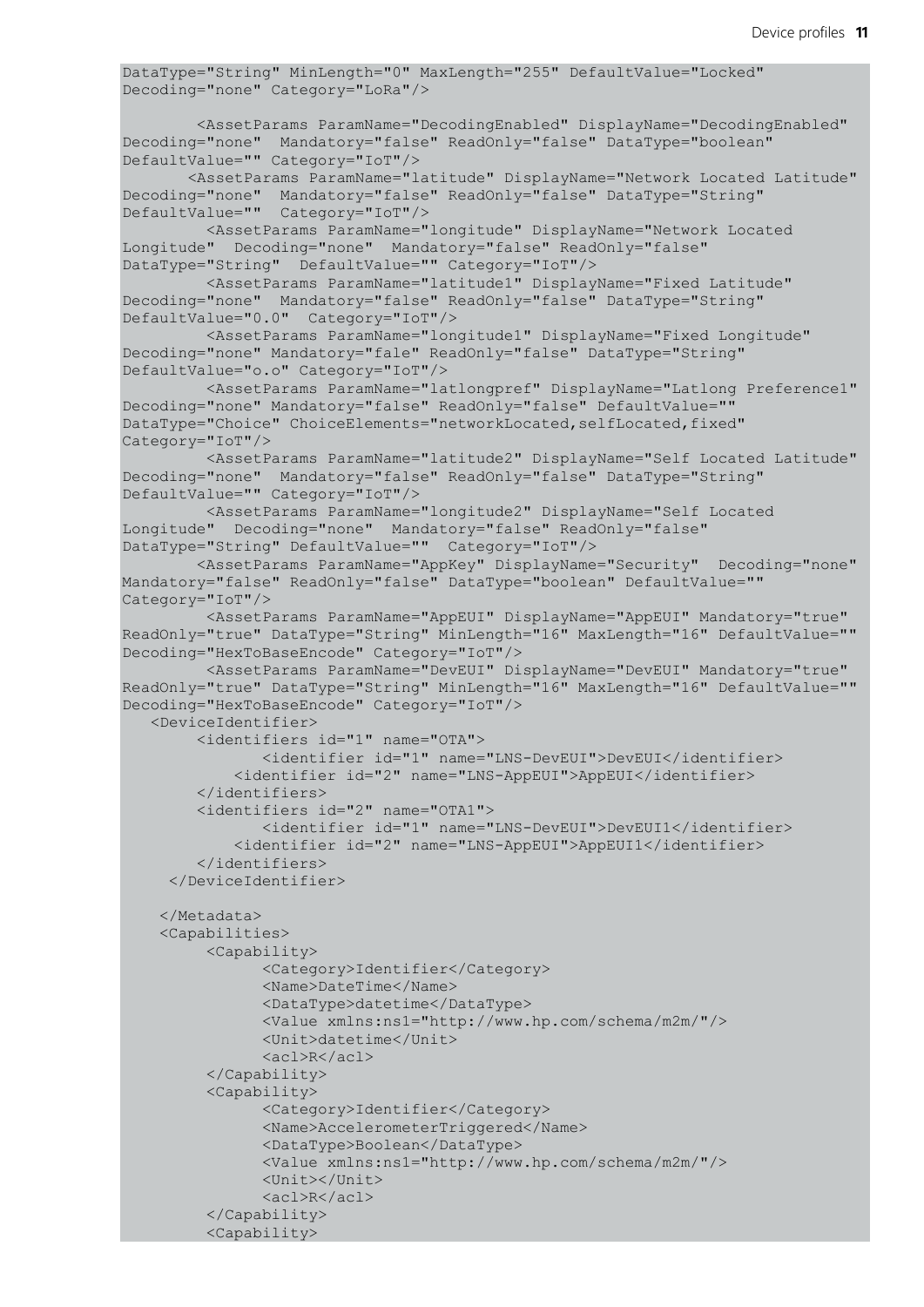```
DataType="String" MinLength="0" MaxLength="255" DefaultValue="Locked"
Decoding="none" Category="LoRa"/>

        <AssetParams ParamName="DecodingEnabled" DisplayName="DecodingEnabled"
Decoding="none"  Mandatory="false" ReadOnly="false" DataType="boolean"
DefaultValue="" Category="IoT"/>
       <AssetParams ParamName="latitude" DisplayName="Network Located Latitude"
Decoding="none"  Mandatory="false" ReadOnly="false" DataType="String"
DefaultValue=""  Category="IoT"/>
         <AssetParams ParamName="longitude" DisplayName="Network Located
Longitude"  Decoding="none"  Mandatory="false" ReadOnly="false"
DataType="String"  DefaultValue="" Category="IoT"/>
         <AssetParams ParamName="latitude1" DisplayName="Fixed Latitude"
Decoding="none"  Mandatory="false" ReadOnly="false" DataType="String"
DefaultValue="0.0"  Category="IoT"/>
         <AssetParams ParamName="longitude1" DisplayName="Fixed Longitude"
Decoding="none" Mandatory="fale" ReadOnly="false" DataType="String"
DefaultValue="o.o" Category="IoT"/>
         <AssetParams ParamName="latlongpref" DisplayName="Latlong Preference1"
Decoding="none" Mandatory="false" ReadOnly="false" DefaultValue=""
DataType="Choice" ChoiceElements="networkLocated,selfLocated,fixed"
Category="IoT"/>
         <AssetParams ParamName="latitude2" DisplayName="Self Located Latitude"
Decoding="none"  Mandatory="false" ReadOnly="false" DataType="String"
DefaultValue="" Category="IoT"/>
         <AssetParams ParamName="longitude2" DisplayName="Self Located
Longitude"  Decoding="none"  Mandatory="false" ReadOnly="false"
DataType="String" DefaultValue=""  Category="IoT"/>
        <AssetParams ParamName="AppKey" DisplayName="Security"  Decoding="none"
Mandatory="false" ReadOnly="false" DataType="boolean" DefaultValue=""
Category="IoT"/>
         <AssetParams ParamName="AppEUI" DisplayName="AppEUI" Mandatory="true"
ReadOnly="true" DataType="String" MinLength="16" MaxLength="16" DefaultValue=""
Decoding="HexToBaseEncode" Category="IoT"/>
         <AssetParams ParamName="DevEUI" DisplayName="DevEUI" Mandatory="true"
ReadOnly="true" DataType="String" MinLength="16" MaxLength="16" DefaultValue=""
Decoding="HexToBaseEncode" Category="IoT"/>
   <DeviceIdentifier>
        <identifiers id="1" name="OTA">
               <identifier id="1" name="LNS-DevEUI">DevEUI</identifier>
            <identifier id="2" name="LNS-AppEUI">AppEUI</identifier>
        </identifiers>
        <identifiers id="2" name="OTA1">
               <identifier id="1" name="LNS-DevEUI">DevEUI1</identifier>
            <identifier id="2" name="LNS-AppEUI">AppEUI1</identifier>
        </identifiers>
     </DeviceIdentifier>

    </Metadata>
    <Capabilities>
         <Capability>
               <Category>Identifier</Category>
               <Name>DateTime</Name>
               <DataType>datetime</DataType>
               <Value xmlns:ns1="http://www.hp.com/schema/m2m/"/>
               <Unit>datetime</Unit>
               <acl>R</acl>
         </Capability>
         <Capability>
               <Category>Identifier</Category>
               <Name>AccelerometerTriggered</Name>
               <DataType>Boolean</DataType>
               <Value xmlns:ns1="http://www.hp.com/schema/m2m/"/>
               <Unit></Unit>
               <acl>R</acl>
         </Capability>
         <Capability>
```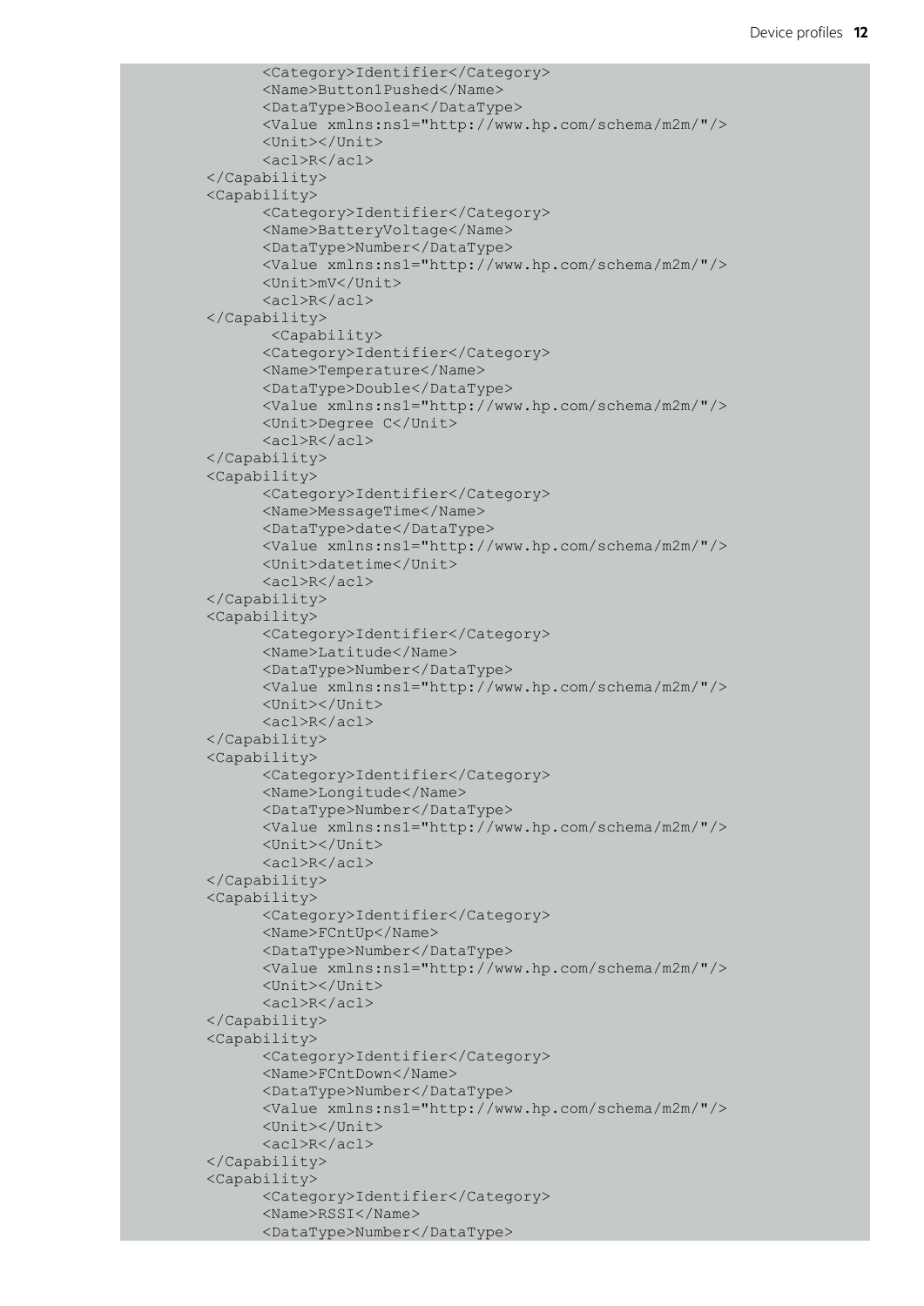```
            <Category>Identifier</Category>
            <Name>Button1Pushed</Name>
            <DataType>Boolean</DataType>
            <Value xmlns:ns1="http://www.hp.com/schema/m2m/"/>
            <Unit></Unit>
            <acl>R</acl>
      </Capability>
      <Capability>
            <Category>Identifier</Category>
            <Name>BatteryVoltage</Name>
            <DataType>Number</DataType>
            <Value xmlns:ns1="http://www.hp.com/schema/m2m/"/>
            <Unit>mV</Unit>
            <acl>R</acl>
      </Capability>
             <Capability>
            <Category>Identifier</Category>
            <Name>Temperature</Name>
            <DataType>Double</DataType>
            <Value xmlns:ns1="http://www.hp.com/schema/m2m/"/>
            <Unit>Degree C</Unit>
            <acl>R</acl>
      </Capability>
      <Capability>
            <Category>Identifier</Category>
            <Name>MessageTime</Name>
            <DataType>date</DataType>
            <Value xmlns:ns1="http://www.hp.com/schema/m2m/"/>
            <Unit>datetime</Unit>
            <acl>R</acl>
      </Capability>
      <Capability>
            <Category>Identifier</Category>
            <Name>Latitude</Name>
            <DataType>Number</DataType>
            <Value xmlns:ns1="http://www.hp.com/schema/m2m/"/>
            <Unit></Unit>
            <acl>R</acl>
      </Capability>
      <Capability>
            <Category>Identifier</Category>
            <Name>Longitude</Name>
            <DataType>Number</DataType>
            <Value xmlns:ns1="http://www.hp.com/schema/m2m/"/>
            <Unit></Unit>
            <acl>R</acl>
      </Capability>
      <Capability>
            <Category>Identifier</Category>
            <Name>FCntUp</Name>
            <DataType>Number</DataType>
            <Value xmlns:ns1="http://www.hp.com/schema/m2m/"/>
            <Unit></Unit>
            <acl>R</acl>
      </Capability>
      <Capability>
            <Category>Identifier</Category>
            <Name>FCntDown</Name>
            <DataType>Number</DataType>
            <Value xmlns:ns1="http://www.hp.com/schema/m2m/"/>
            <Unit></Unit>
            <acl>R</acl>
      </Capability>
      <Capability>
            <Category>Identifier</Category>
            <Name>RSSI</Name>
            <DataType>Number</DataType>
```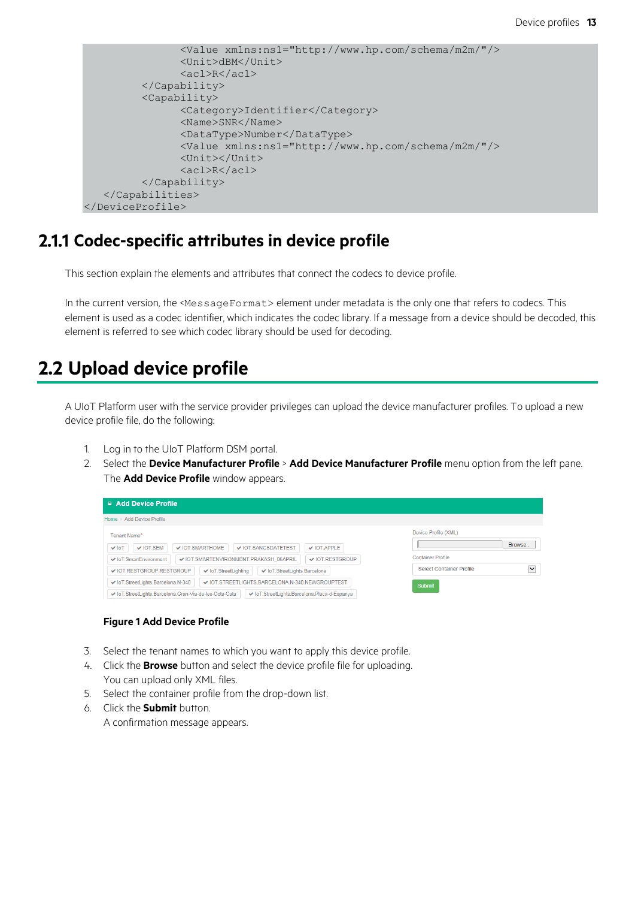```
            <Value xmlns:ns1="http://www.hp.com/schema/m2m/"/>
            <Unit>dBM</Unit>
            <acl>R</acl>
        </Capability>
        <Capability>
            <Category>Identifier</Category>
            <Name>SNR</Name>
            <DataType>Number</DataType>
            <Value xmlns:ns1="http://www.hp.com/schema/m2m/"/>
            <Unit></Unit>
            <acl>R</acl>
        </Capability>
    </Capabilities>
</DeviceProfile>
```

### 2.1.1 Codec-specific attributes in device profile

This section explain the elements and attributes that connect the codecs to device profile.

In the current version, the `<MessageFormat>` element under metadata is the only one that refers to codecs. This element is used as a codec identifier, which indicates the codec library. If a message from a device should be decoded, this element is referred to see which codec library should be used for decoding.

## 2.2 Upload device profile

A UIoT Platform user with the service provider privileges can upload the device manufacturer profiles. To upload a new device profile file, do the following:

1. Log in to the UIoT Platform DSM portal.
2. Select the **Device Manufacturer Profile** > **Add Device Manufacturer Profile** menu option from the left pane.
   The **Add Device Profile** window appears.

**Figure 1 Add Device Profile**

3. Select the tenant names to which you want to apply this device profile.
4. Click the **Browse** button and select the device profile file for uploading.
   You can upload only XML files.
5. Select the container profile from the drop-down list.
6. Click the **Submit** button.
   A confirmation message appears.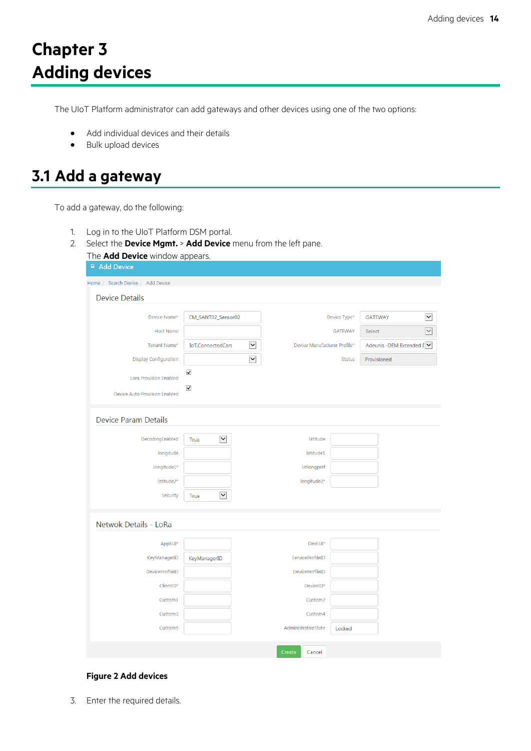# Chapter 3
# Adding devices

The UIoT Platform administrator can add gateways and other devices using one of the two options:

- Add individual devices and their details
- Bulk upload devices

## 3.1 Add a gateway

To add a gateway, do the following:

1. Log in to the UIoT Platform DSM portal.
2. Select the **Device Mgmt.** > **Add Device** menu from the left pane.
   The **Add Device** window appears.

**Figure 2 Add devices**

3. Enter the required details.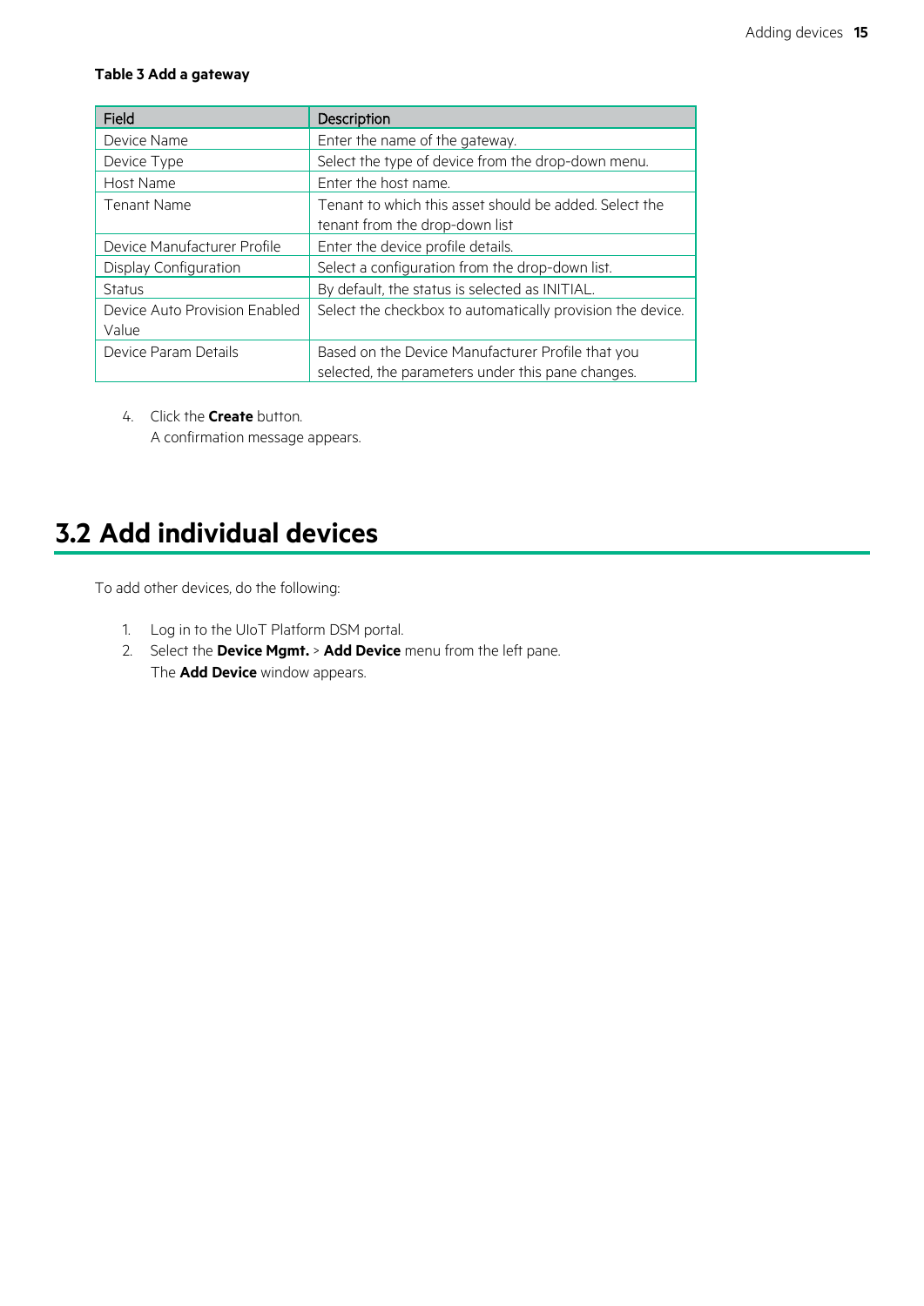**Table 3 Add a gateway**

| Field | Description |
| --- | --- |
| Device Name | Enter the name of the gateway. |
| Device Type | Select the type of device from the drop-down menu. |
| Host Name | Enter the host name. |
| Tenant Name | Tenant to which this asset should be added. Select the tenant from the drop-down list |
| Device Manufacturer Profile | Enter the device profile details. |
| Display Configuration | Select a configuration from the drop-down list. |
| Status | By default, the status is selected as INITIAL. |
| Device Auto Provision Enabled Value | Select the checkbox to automatically provision the device. |
| Device Param Details | Based on the Device Manufacturer Profile that you selected, the parameters under this pane changes. |

4. Click the **Create** button.
   A confirmation message appears.

# 3.2 Add individual devices

To add other devices, do the following:

1. Log in to the UIoT Platform DSM portal.
2. Select the **Device Mgmt.** > **Add Device** menu from the left pane.
   The **Add Device** window appears.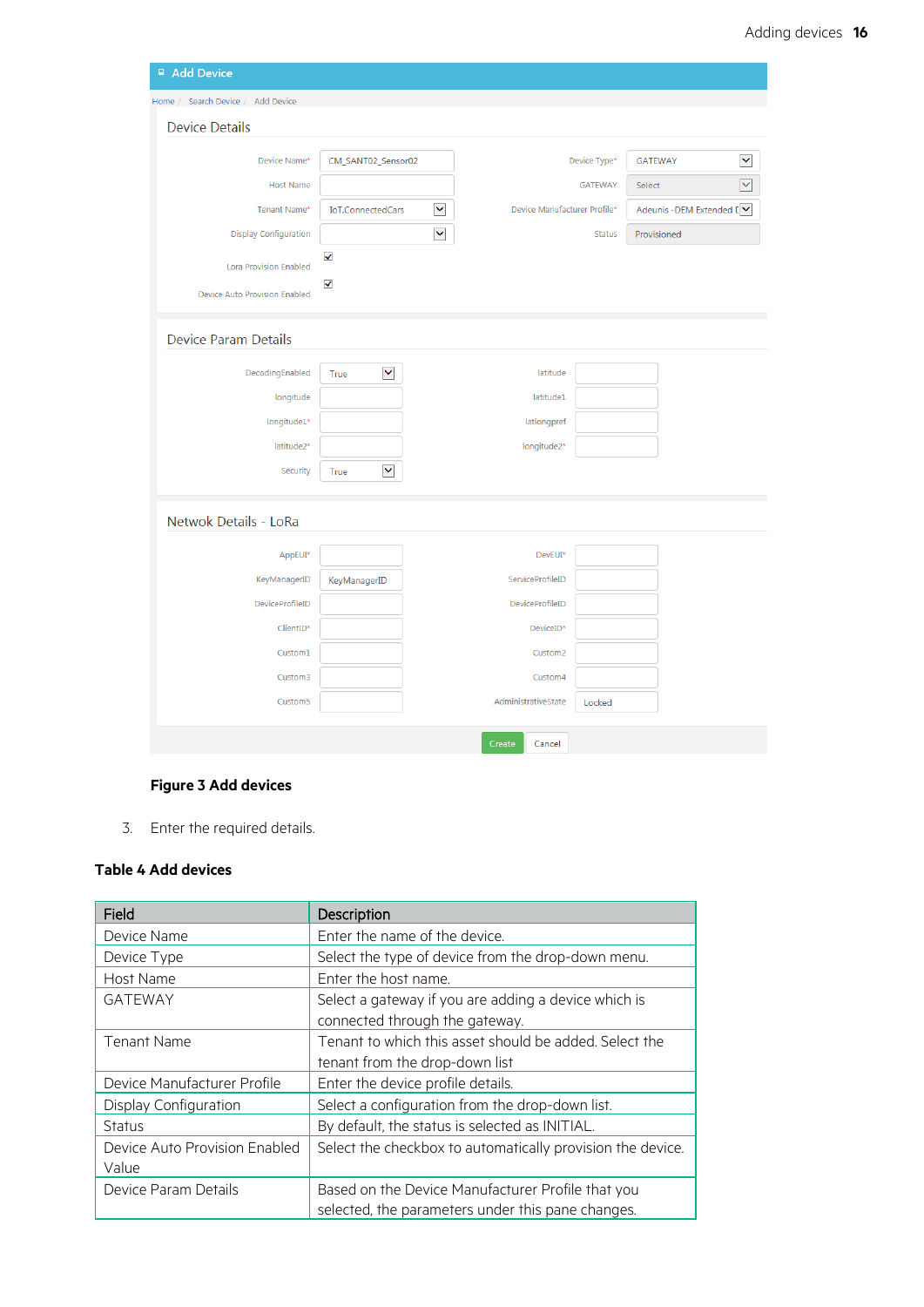**Figure 3 Add devices**

3. Enter the required details.

**Table 4 Add devices**

| Field | Description |
| --- | --- |
| Device Name | Enter the name of the device. |
| Device Type | Select the type of device from the drop-down menu. |
| Host Name | Enter the host name. |
| GATEWAY | Select a gateway if you are adding a device which is connected through the gateway. |
| Tenant Name | Tenant to which this asset should be added. Select the tenant from the drop-down list |
| Device Manufacturer Profile | Enter the device profile details. |
| Display Configuration | Select a configuration from the drop-down list. |
| Status | By default, the status is selected as INITIAL. |
| Device Auto Provision Enabled Value | Select the checkbox to automatically provision the device. |
| Device Param Details | Based on the Device Manufacturer Profile that you selected, the parameters under this pane changes. |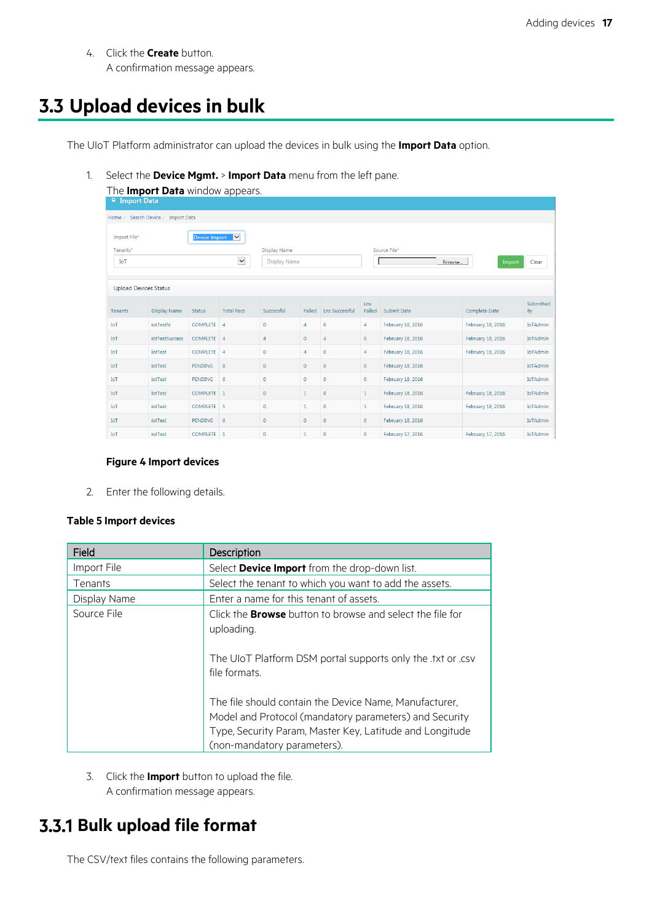4. Click the **Create** button.
   A confirmation message appears.

## 3.3 Upload devices in bulk

The UIoT Platform administrator can upload the devices in bulk using the **Import Data** option.

1. Select the **Device Mgmt.** > **Import Data** menu from the left pane.
   The **Import Data** window appears.

**Figure 4 Import devices**

2. Enter the following details.

**Table 5 Import devices**

| Field | Description |
|---|---|
| Import File | Select **Device Import** from the drop-down list. |
| Tenants | Select the tenant to which you want to add the assets. |
| Display Name | Enter a name for this tenant of assets. |
| Source File | Click the **Browse** button to browse and select the file for uploading.<br><br>The UIoT Platform DSM portal supports only the .txt or .csv file formats.<br><br>The file should contain the Device Name, Manufacturer, Model and Protocol (mandatory parameters) and Security Type, Security Param, Master Key, Latitude and Longitude (non-mandatory parameters). |

3. Click the **Import** button to upload the file.
   A confirmation message appears.

### 3.3.1 Bulk upload file format

The CSV/text files contains the following parameters.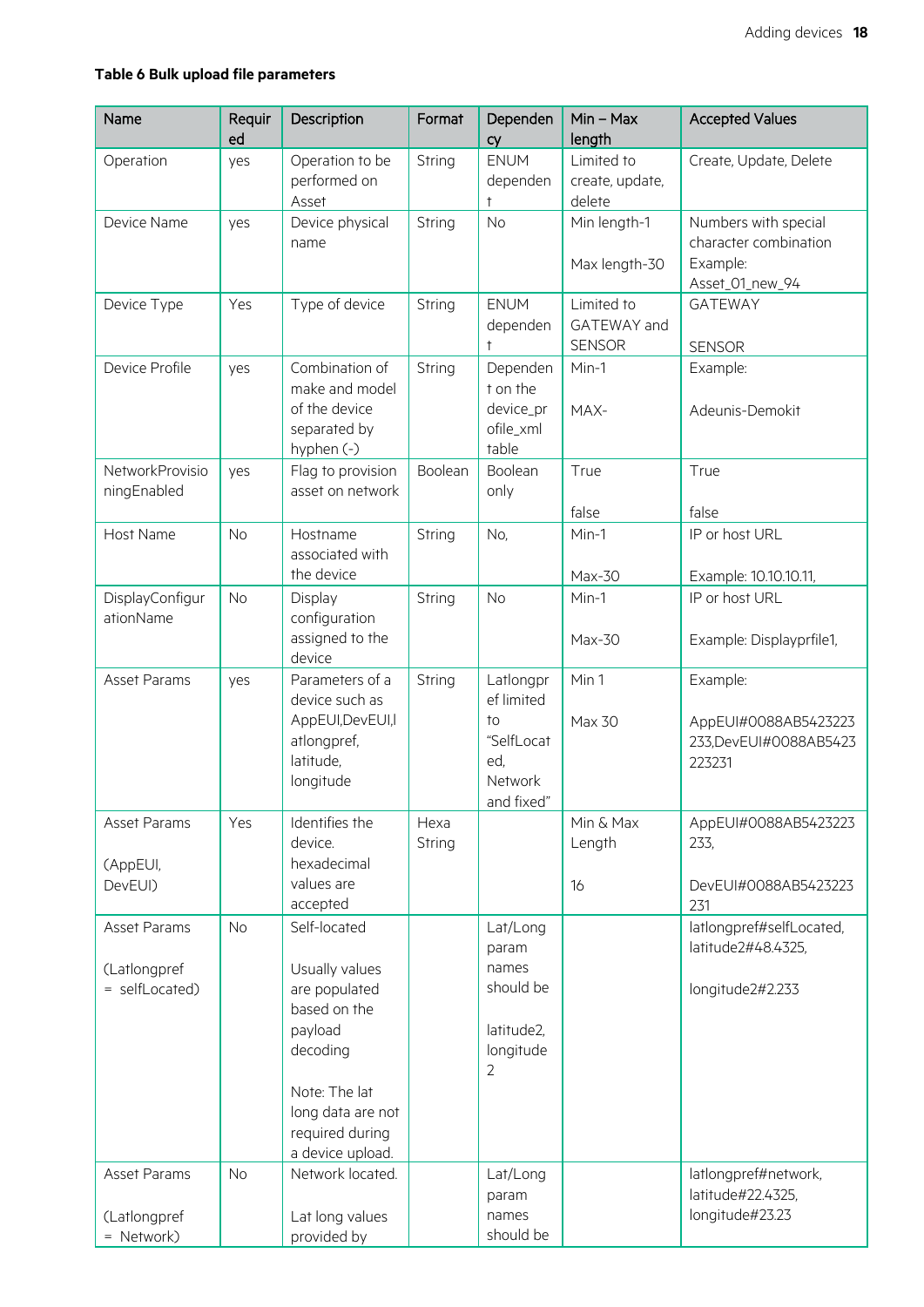**Table 6 Bulk upload file parameters**

| Name | Required | Description | Format | Dependency | Min – Max length | Accepted Values |
|---|---|---|---|---|---|---|
| Operation | yes | Operation to be performed on Asset | String | ENUM dependent | Limited to create, update, delete | Create, Update, Delete |
| Device Name | yes | Device physical name | String | No | Min length-1<br><br>Max length-30 | Numbers with special character combination Example: Asset_01_new_94 |
| Device Type | Yes | Type of device | String | ENUM dependent | Limited to GATEWAY and SENSOR | GATEWAY<br><br>SENSOR |
| Device Profile | yes | Combination of make and model of the device separated by hyphen (-) | String | Dependent on the device_profile_xml table | Min-1<br><br>MAX- | Example:<br><br>Adeunis-Demokit |
| NetworkProvisioningEnabled | yes | Flag to provision asset on network | Boolean | Boolean only | True<br><br>false | True<br><br>false |
| Host Name | No | Hostname associated with the device | String | No, | Min-1<br><br>Max-30 | IP or host URL<br><br>Example: 10.10.10.11, |
| DisplayConfigurationName | No | Display configuration assigned to the device | String | No | Min-1<br><br>Max-30 | IP or host URL<br><br>Example: Displayprfile1, |
| Asset Params | yes | Parameters of a device such as AppEUI,DevEUI,latlongpref, latitude, longitude | String | Latlongpref limited to "SelfLocated, Network and fixed" | Min 1<br><br>Max 30 | Example:<br><br>AppEUI#0088AB5423223233,DevEUI#0088AB5423223231 |
| Asset Params<br><br>(AppEUI, DevEUI) | Yes | Identifies the device. hexadecimal values are accepted | Hexa String | | Min & Max Length<br><br>16 | AppEUI#0088AB5423223233,<br><br>DevEUI#0088AB5423223231 |
| Asset Params<br><br>(Latlongpref = selfLocated) | No | Self-located<br><br>Usually values are populated based on the payload decoding<br><br>Note: The lat long data are not required during a device upload. | | Lat/Long param names should be<br><br>latitude2, longitude2 | | latlongpref#selfLocated, latitude2#48.4325,<br><br>longitude2#2.233 |
| Asset Params<br><br>(Latlongpref = Network) | No | Network located.<br><br>Lat long values provided by | | Lat/Long param names should be | | latlongpref#network, latitude#22.4325, longitude#23.23 |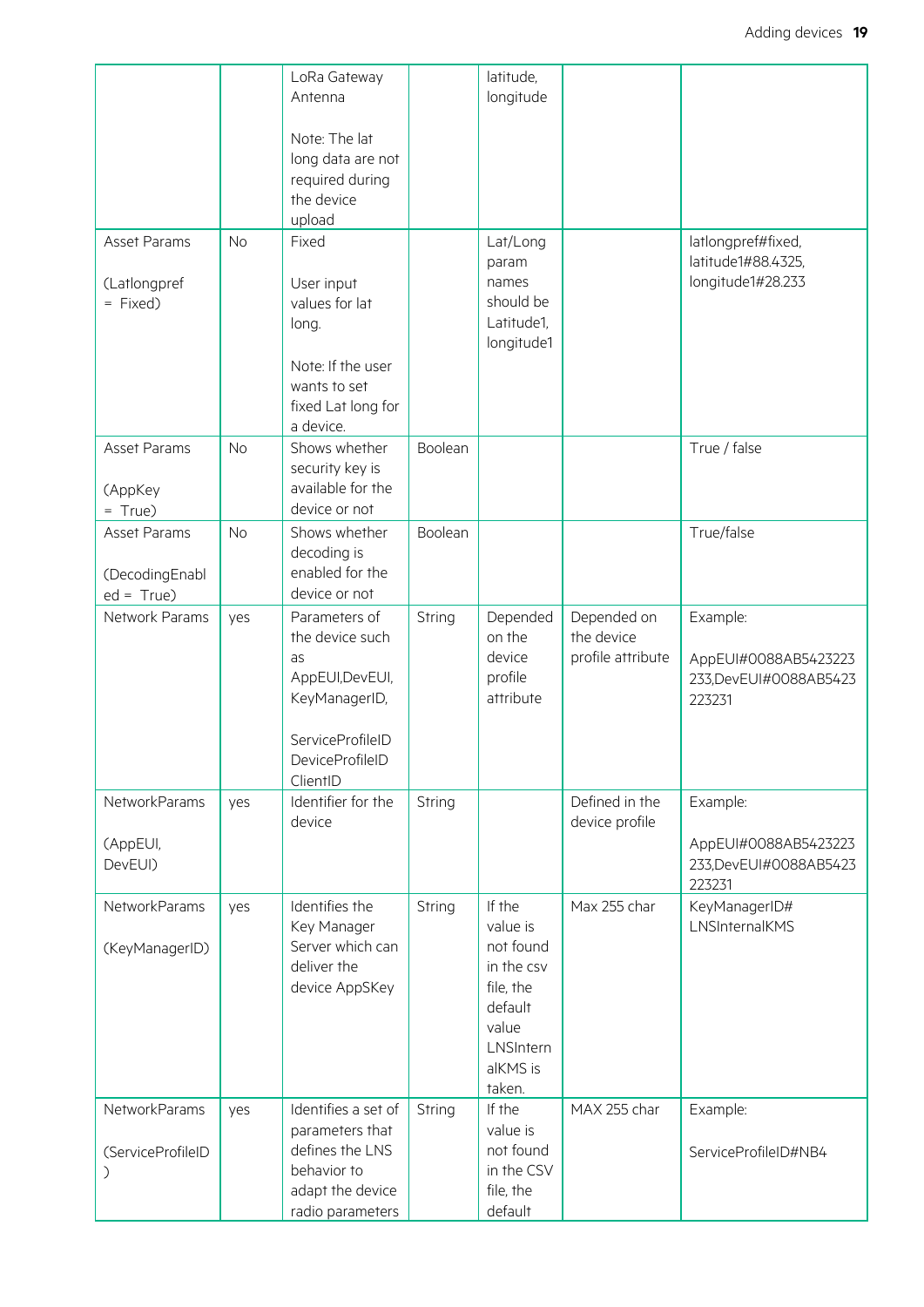| | | LoRa Gateway Antenna<br><br>Note: The lat long data are not required during the device upload | | latitude, longitude | | |
|---|---|---|---|---|---|---|
| Asset Params<br><br>(Latlongpref = Fixed) | No | Fixed<br><br>User input values for lat long.<br><br>Note: If the user wants to set fixed Lat long for a device. | | Lat/Long param names should be Latitude1, longitude1 | | latlongpref#fixed, latitude1#88.4325, longitude1#28.233 |
| Asset Params<br><br>(AppKey = True) | No | Shows whether security key is available for the device or not | Boolean | | | True / false |
| Asset Params<br><br>(DecodingEnabled = True) | No | Shows whether decoding is enabled for the device or not | Boolean | | | True/false |
| Network Params | yes | Parameters of the device such as AppEUI,DevEUI, KeyManagerID,<br><br>ServiceProfileID DeviceProfileID ClientID | String | Depended on the device profile attribute | Depended on the device profile attribute | Example:<br><br>AppEUI#0088AB5423223233,DevEUI#0088AB5423223231 |
| NetworkParams<br><br>(AppEUI, DevEUI) | yes | Identifier for the device | String | | Defined in the device profile | Example:<br><br>AppEUI#0088AB5423223233,DevEUI#0088AB5423223231 |
| NetworkParams<br><br>(KeyManagerID) | yes | Identifies the Key Manager Server which can deliver the device AppSKey | String | If the value is not found in the csv file, the default value LNSInternalKMS is taken. | Max 255 char | KeyManagerID# LNSInternalKMS |
| NetworkParams<br><br>(ServiceProfileID) | yes | Identifies a set of parameters that defines the LNS behavior to adapt the device radio parameters | String | If the value is not found in the CSV file, the default | MAX 255 char | Example:<br><br>ServiceProfileID#NB4 |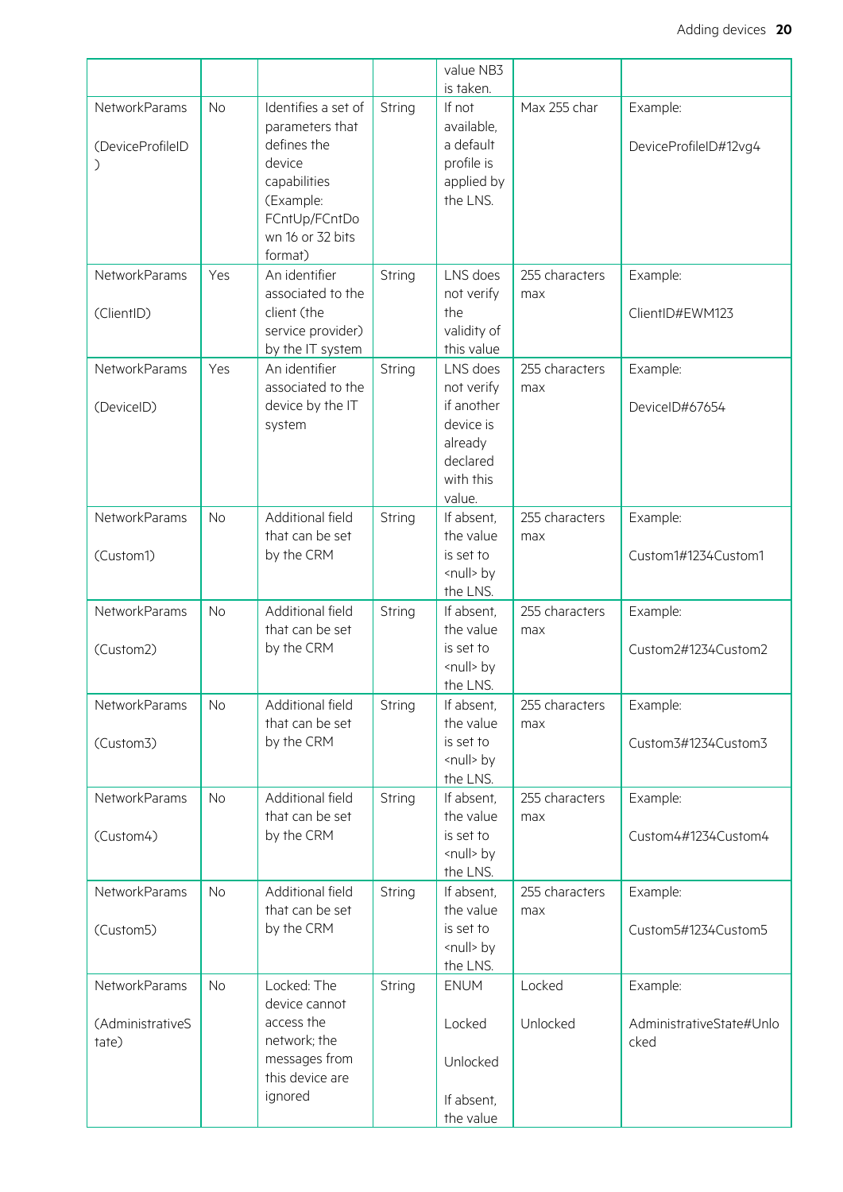|  |  |  |  | value NB3 is taken. |  |  |
|---|---|---|---|---|---|---|
| NetworkParams (DeviceProfileID) | No | Identifies a set of parameters that defines the device capabilities (Example: FCntUp/FCntDown 16 or 32 bits format) | String | If not available, a default profile is applied by the LNS. | Max 255 char | Example: DeviceProfileID#12vg4 |
| NetworkParams (ClientID) | Yes | An identifier associated to the client (the service provider) by the IT system | String | LNS does not verify the validity of this value | 255 characters max | Example: ClientID#EWM123 |
| NetworkParams (DeviceID) | Yes | An identifier associated to the device by the IT system | String | LNS does not verify if another device is already declared with this value. | 255 characters max | Example: DeviceID#67654 |
| NetworkParams (Custom1) | No | Additional field that can be set by the CRM | String | If absent, the value is set to <null> by the LNS. | 255 characters max | Example: Custom1#1234Custom1 |
| NetworkParams (Custom2) | No | Additional field that can be set by the CRM | String | If absent, the value is set to <null> by the LNS. | 255 characters max | Example: Custom2#1234Custom2 |
| NetworkParams (Custom3) | No | Additional field that can be set by the CRM | String | If absent, the value is set to <null> by the LNS. | 255 characters max | Example: Custom3#1234Custom3 |
| NetworkParams (Custom4) | No | Additional field that can be set by the CRM | String | If absent, the value is set to <null> by the LNS. | 255 characters max | Example: Custom4#1234Custom4 |
| NetworkParams (Custom5) | No | Additional field that can be set by the CRM | String | If absent, the value is set to <null> by the LNS. | 255 characters max | Example: Custom5#1234Custom5 |
| NetworkParams (AdministrativeState) | No | Locked: The device cannot access the network; the messages from this device are ignored | String | ENUM<br>Locked<br>Unlocked<br>If absent, the value | Locked<br>Unlocked | Example: AdministrativeState#Unlocked |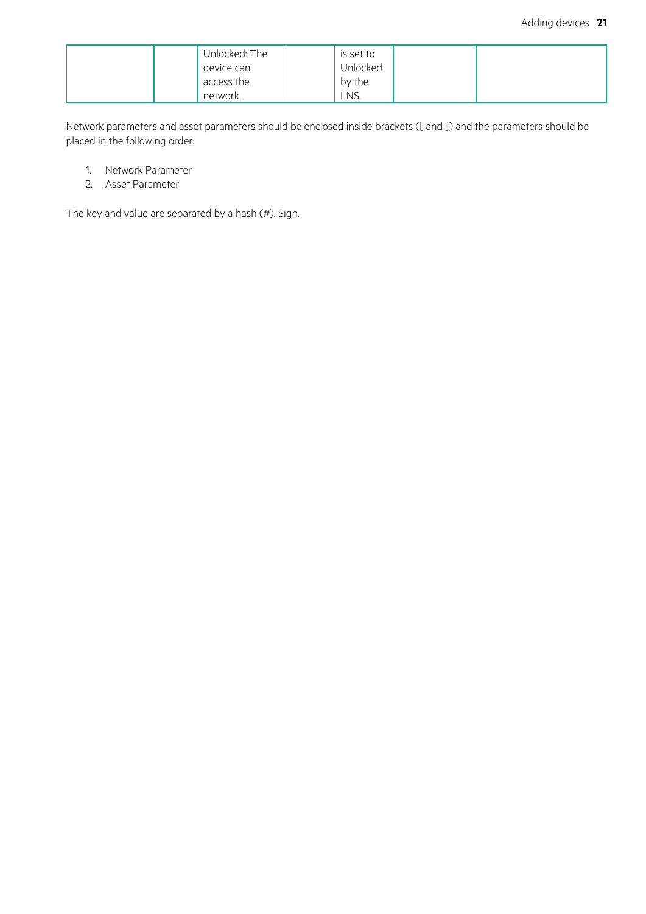|  |  | Unlocked: The device can access the network |  | is set to Unlocked by the LNS. |  |  |
|---|---|---|---|---|---|---|

Network parameters and asset parameters should be enclosed inside brackets ([ and ]) and the parameters should be placed in the following order:

1. Network Parameter
2. Asset Parameter

The key and value are separated by a hash (#). Sign.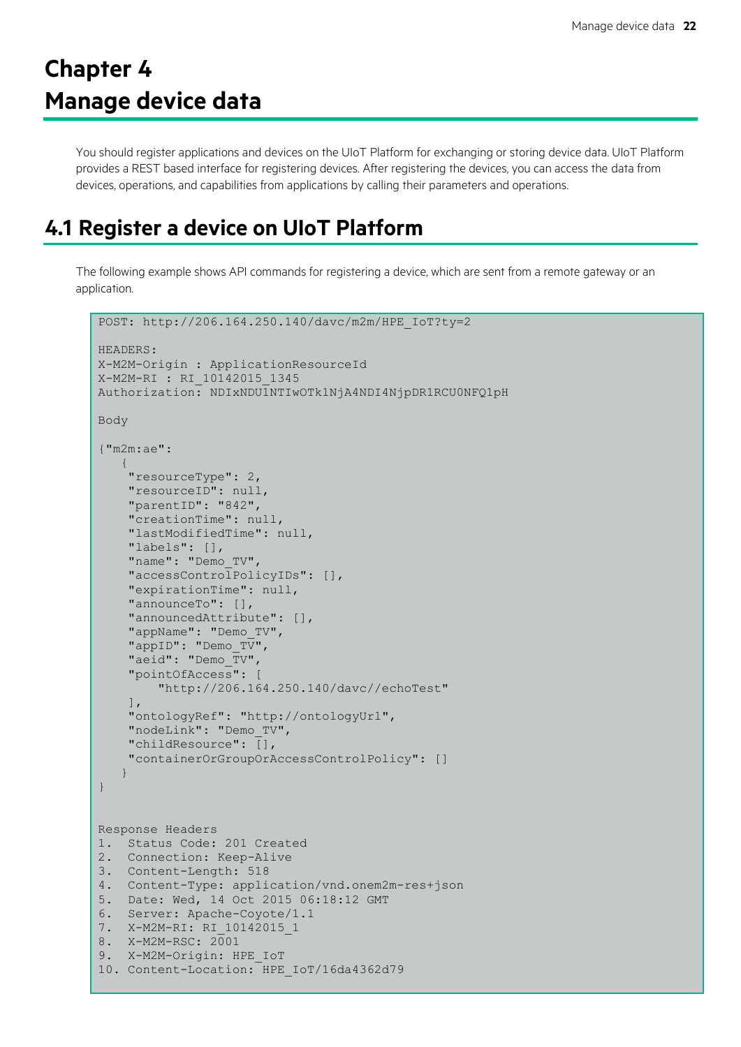# Chapter 4
# Manage device data

You should register applications and devices on the UIoT Platform for exchanging or storing device data. UIoT Platform provides a REST based interface for registering devices. After registering the devices, you can access the data from devices, operations, and capabilities from applications by calling their parameters and operations.

## 4.1 Register a device on UIoT Platform

The following example shows API commands for registering a device, which are sent from a remote gateway or an application.

```
POST: http://206.164.250.140/davc/m2m/HPE_IoT?ty=2

HEADERS:
X-M2M-Origin : ApplicationResourceId
X-M2M-RI : RI_10142015_1345
Authorization: NDIxNDU1NTIwOTk1NjA4NDI4NjpDR1RCU0NFQ1pH

Body

{"m2m:ae":
   {
    "resourceType": 2,
    "resourceID": null,
    "parentID": "842",
    "creationTime": null,
    "lastModifiedTime": null,
    "labels": [],
    "name": "Demo_TV",
    "accessControlPolicyIDs": [],
    "expirationTime": null,
    "announceTo": [],
    "announcedAttribute": [],
    "appName": "Demo_TV",
    "appID": "Demo_TV",
    "aeid": "Demo_TV",
    "pointOfAccess": [
        "http://206.164.250.140/davc//echoTest"
    ],
    "ontologyRef": "http://ontologyUrl",
    "nodeLink": "Demo_TV",
    "childResource": [],
    "containerOrGroupOrAccessControlPolicy": []
   }
}


Response Headers
1.  Status Code: 201 Created
2.  Connection: Keep-Alive
3.  Content-Length: 518
4.  Content-Type: application/vnd.onem2m-res+json
5.  Date: Wed, 14 Oct 2015 06:18:12 GMT
6.  Server: Apache-Coyote/1.1
7.  X-M2M-RI: RI_10142015_1
8.  X-M2M-RSC: 2001
9.  X-M2M-Origin: HPE_IoT
10. Content-Location: HPE_IoT/16da4362d79
```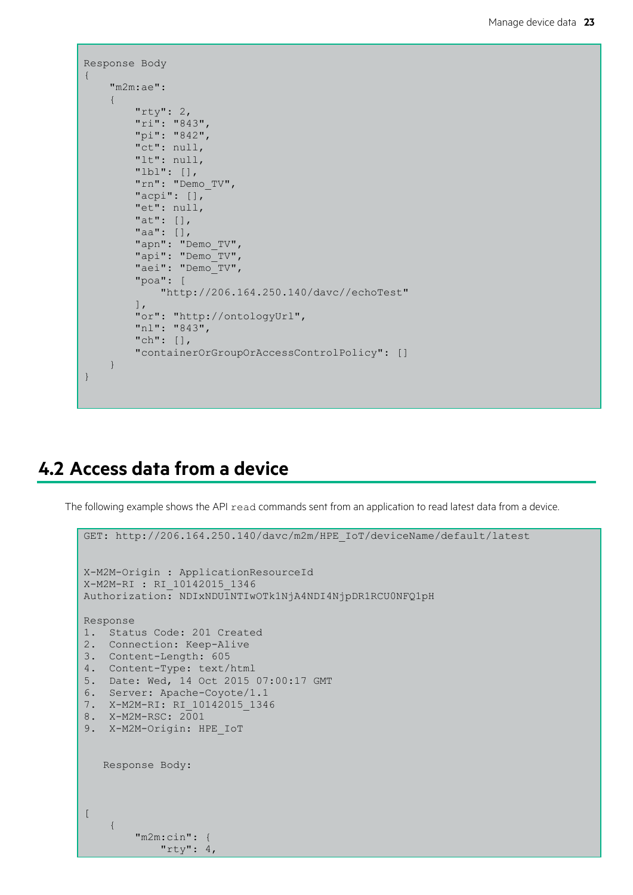```
Response Body
{
    "m2m:ae":
    {
        "rty": 2,
        "ri": "843",
        "pi": "842",
        "ct": null,
        "lt": null,
        "lbl": [],
        "rn": "Demo_TV",
        "acpi": [],
        "et": null,
        "at": [],
        "aa": [],
        "apn": "Demo_TV",
        "api": "Demo_TV",
        "aei": "Demo_TV",
        "poa": [
            "http://206.164.250.140/davc//echoTest"
        ],
        "or": "http://ontologyUrl",
        "nl": "843",
        "ch": [],
        "containerOrGroupOrAccessControlPolicy": []
    }
}
```

## 4.2 Access data from a device

The following example shows the API `read` commands sent from an application to read latest data from a device.

```
GET: http://206.164.250.140/davc/m2m/HPE_IoT/deviceName/default/latest


X-M2M-Origin : ApplicationResourceId
X-M2M-RI : RI_10142015_1346
Authorization: NDIxNDU1NTIwOTk1NjA4NDI4NjpDR1RCU0NFQ1pH

Response
1.  Status Code: 201 Created
2.  Connection: Keep-Alive
3.  Content-Length: 605
4.  Content-Type: text/html
5.  Date: Wed, 14 Oct 2015 07:00:17 GMT
6.  Server: Apache-Coyote/1.1
7.  X-M2M-RI: RI_10142015_1346
8.  X-M2M-RSC: 2001
9.  X-M2M-Origin: HPE_IoT


   Response Body:



[
    {
        "m2m:cin": {
            "rty": 4,
```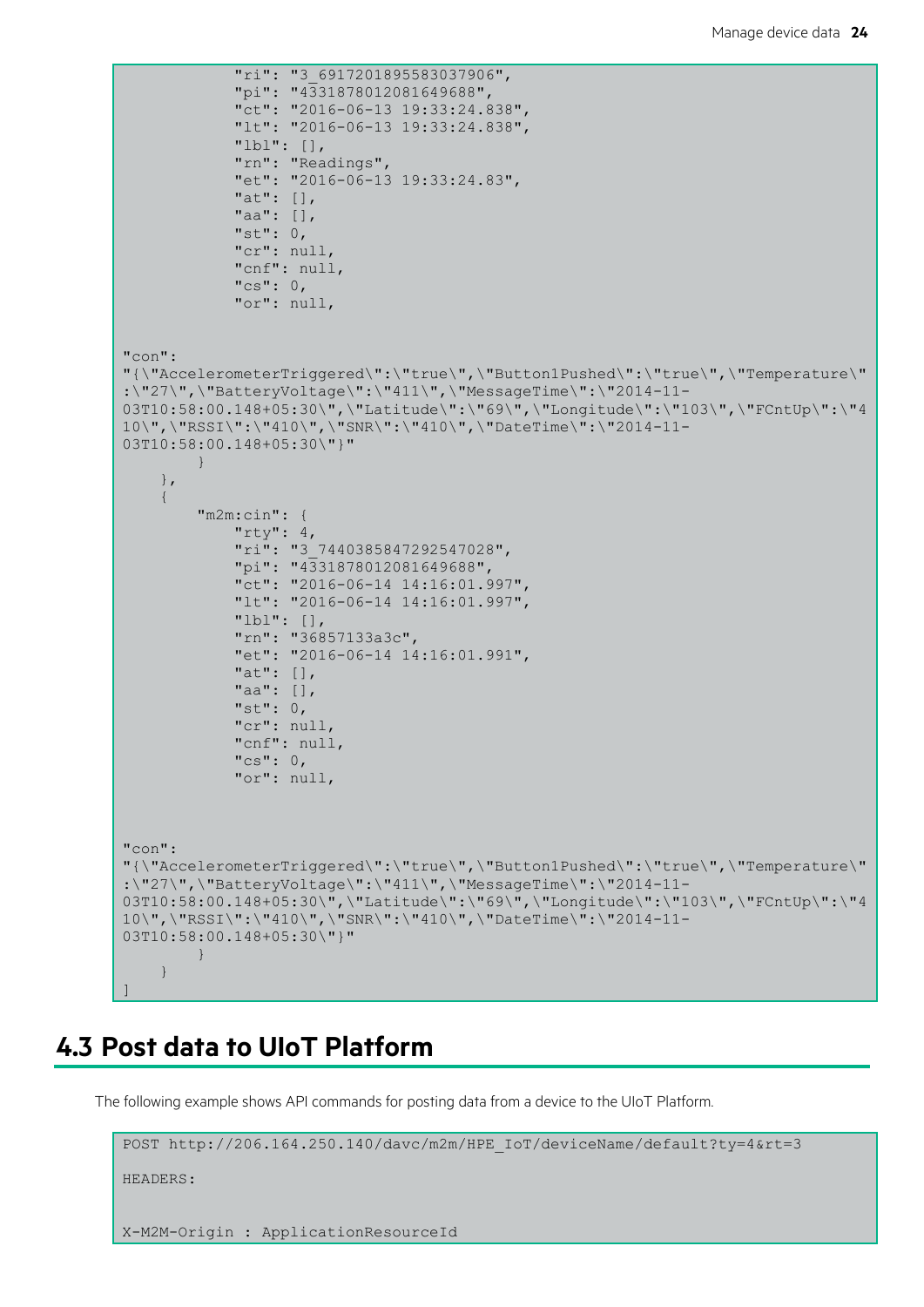```
            "ri": "3_6917201895583037906",
            "pi": "4331878012081649688",
            "ct": "2016-06-13 19:33:24.838",
            "lt": "2016-06-13 19:33:24.838",
            "lbl": [],
            "rn": "Readings",
            "et": "2016-06-13 19:33:24.83",
            "at": [],
            "aa": [],
            "st": 0,
            "cr": null,
            "cnf": null,
            "cs": 0,
            "or": null,


"con":
"{\"AccelerometerTriggered\":\"true\",\"Button1Pushed\":\"true\",\"Temperature\"
:\"27\",\"BatteryVoltage\":\"411\",\"MessageTime\":\"2014-11-
03T10:58:00.148+05:30\",\"Latitude\":\"69\",\"Longitude\":\"103\",\"FCntUp\":\"4
10\",\"RSSI\":\"410\",\"SNR\":\"410\",\"DateTime\":\"2014-11-
03T10:58:00.148+05:30\"}"
        }
    },
    {
        "m2m:cin": {
            "rty": 4,
            "ri": "3_7440385847292547028",
            "pi": "4331878012081649688",
            "ct": "2016-06-14 14:16:01.997",
            "lt": "2016-06-14 14:16:01.997",
            "lbl": [],
            "rn": "36857133a3c",
            "et": "2016-06-14 14:16:01.991",
            "at": [],
            "aa": [],
            "st": 0,
            "cr": null,
            "cnf": null,
            "cs": 0,
            "or": null,



"con":
"{\"AccelerometerTriggered\":\"true\",\"Button1Pushed\":\"true\",\"Temperature\"
:\"27\",\"BatteryVoltage\":\"411\",\"MessageTime\":\"2014-11-
03T10:58:00.148+05:30\",\"Latitude\":\"69\",\"Longitude\":\"103\",\"FCntUp\":\"4
10\",\"RSSI\":\"410\",\"SNR\":\"410\",\"DateTime\":\"2014-11-
03T10:58:00.148+05:30\"}"
        }
    }
]
```

## 4.3 Post data to UIoT Platform

The following example shows API commands for posting data from a device to the UIoT Platform.

```
POST http://206.164.250.140/davc/m2m/HPE_IoT/deviceName/default?ty=4&rt=3

HEADERS:


X-M2M-Origin : ApplicationResourceId
```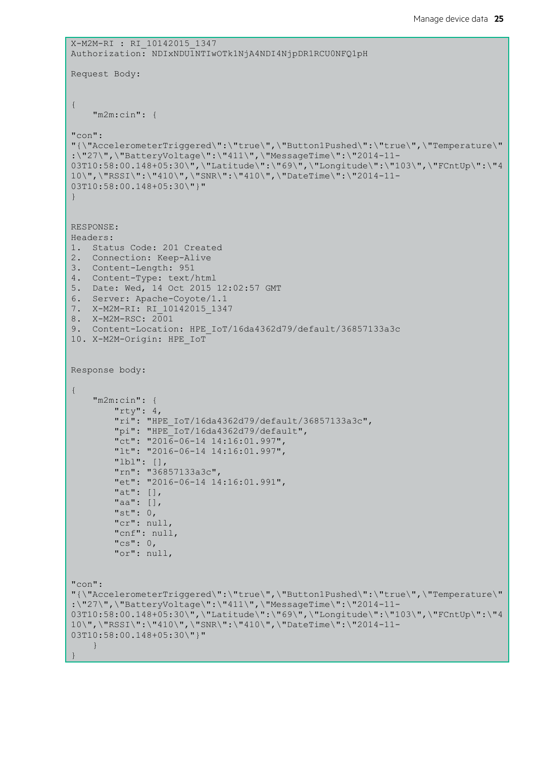```
X-M2M-RI : RI_10142015_1347
Authorization: NDIxNDU1NTIwOTk1NjA4NDI4NjpDR1RCU0NFQ1pH

Request Body:


{
    "m2m:cin": {

"con":
"{\"AccelerometerTriggered\":\"true\",\"Button1Pushed\":\"true\",\"Temperature\"
:\"27\",\"BatteryVoltage\":\"411\",\"MessageTime\":\"2014-11-
03T10:58:00.148+05:30\",\"Latitude\":\"69\",\"Longitude\":\"103\",\"FCntUp\":\"4
10\",\"RSSI\":\"410\",\"SNR\":\"410\",\"DateTime\":\"2014-11-
03T10:58:00.148+05:30\"}"
}


RESPONSE:
Headers:
1.  Status Code: 201 Created
2.  Connection: Keep-Alive
3.  Content-Length: 951
4.  Content-Type: text/html
5.  Date: Wed, 14 Oct 2015 12:02:57 GMT
6.  Server: Apache-Coyote/1.1
7.  X-M2M-RI: RI_10142015_1347
8.  X-M2M-RSC: 2001
9.  Content-Location: HPE_IoT/16da4362d79/default/36857133a3c
10. X-M2M-Origin: HPE_IoT


Response body:

{
    "m2m:cin": {
        "rty": 4,
        "ri": "HPE_IoT/16da4362d79/default/36857133a3c",
        "pi": "HPE_IoT/16da4362d79/default",
        "ct": "2016-06-14 14:16:01.997",
        "lt": "2016-06-14 14:16:01.997",
        "lbl": [],
        "rn": "36857133a3c",
        "et": "2016-06-14 14:16:01.991",
        "at": [],
        "aa": [],
        "st": 0,
        "cr": null,
        "cnf": null,
        "cs": 0,
        "or": null,


"con":
"{\"AccelerometerTriggered\":\"true\",\"Button1Pushed\":\"true\",\"Temperature\"
:\"27\",\"BatteryVoltage\":\"411\",\"MessageTime\":\"2014-11-
03T10:58:00.148+05:30\",\"Latitude\":\"69\",\"Longitude\":\"103\",\"FCntUp\":\"4
10\",\"RSSI\":\"410\",\"SNR\":\"410\",\"DateTime\":\"2014-11-
03T10:58:00.148+05:30\"}"
    }
}
```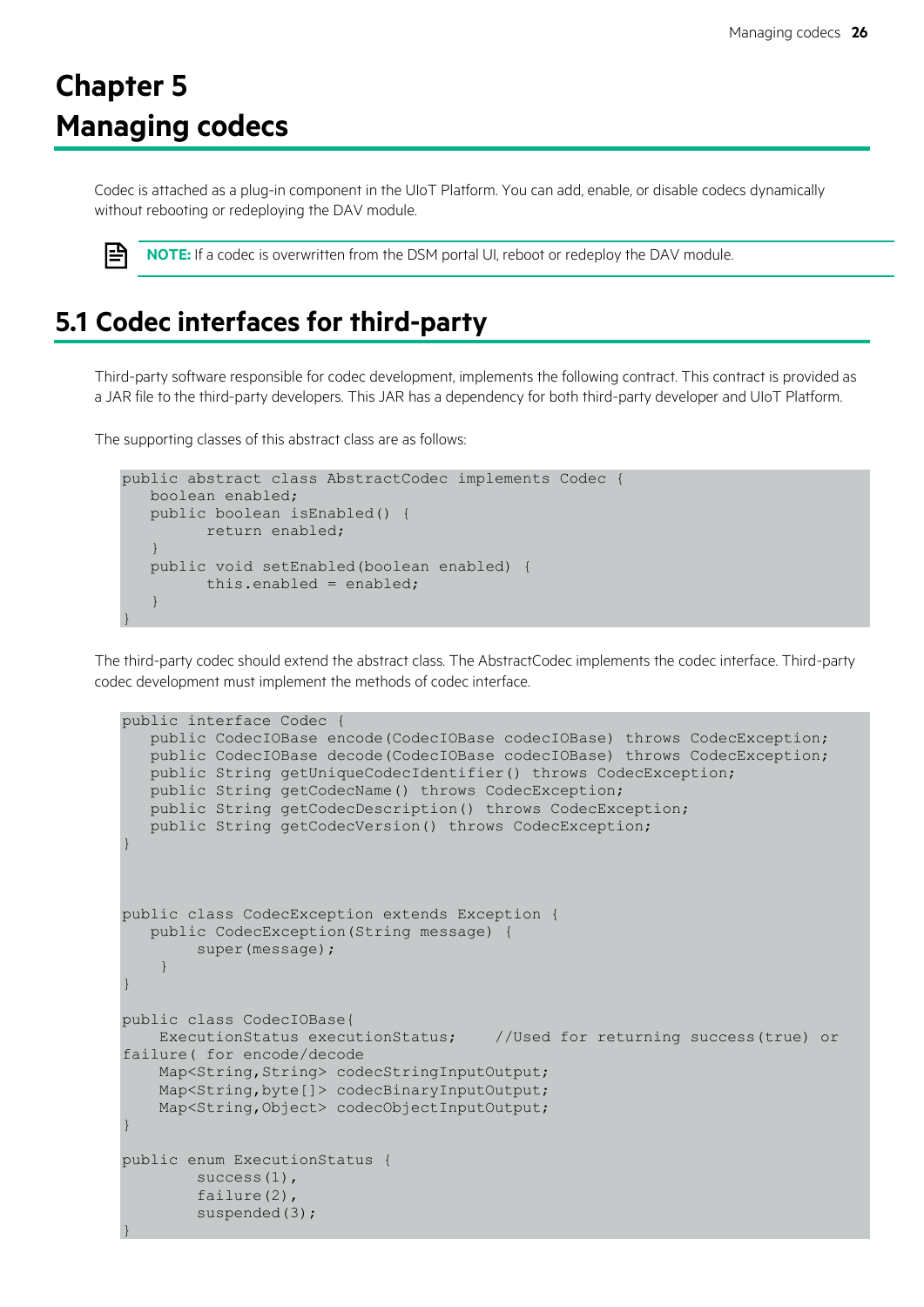# Chapter 5 Managing codecs

Codec is attached as a plug-in component in the UIoT Platform. You can add, enable, or disable codecs dynamically without rebooting or redeploying the DAV module.

**NOTE:** If a codec is overwritten from the DSM portal UI, reboot or redeploy the DAV module.

## 5.1 Codec interfaces for third-party

Third-party software responsible for codec development, implements the following contract. This contract is provided as a JAR file to the third-party developers. This JAR has a dependency for both third-party developer and UIoT Platform.

The supporting classes of this abstract class are as follows:

```
public abstract class AbstractCodec implements Codec {
   boolean enabled;
   public boolean isEnabled() {
         return enabled;
   }
   public void setEnabled(boolean enabled) {
         this.enabled = enabled;
   }
}
```

The third-party codec should extend the abstract class. The AbstractCodec implements the codec interface. Third-party codec development must implement the methods of codec interface.

```
public interface Codec {
   public CodecIOBase encode(CodecIOBase codecIOBase) throws CodecException;
   public CodecIOBase decode(CodecIOBase codecIOBase) throws CodecException;
   public String getUniqueCodecIdentifier() throws CodecException;
   public String getCodecName() throws CodecException;
   public String getCodecDescription() throws CodecException;
   public String getCodecVersion() throws CodecException;
}



public class CodecException extends Exception {
   public CodecException(String message) {
        super(message);
    }
}

public class CodecIOBase{
    ExecutionStatus executionStatus;    //Used for returning success(true) or
failure( for encode/decode
    Map<String,String> codecStringInputOutput;
    Map<String,byte[]> codecBinaryInputOutput;
    Map<String,Object> codecObjectInputOutput;
}

public enum ExecutionStatus {
        success(1),
        failure(2),
        suspended(3);
}
```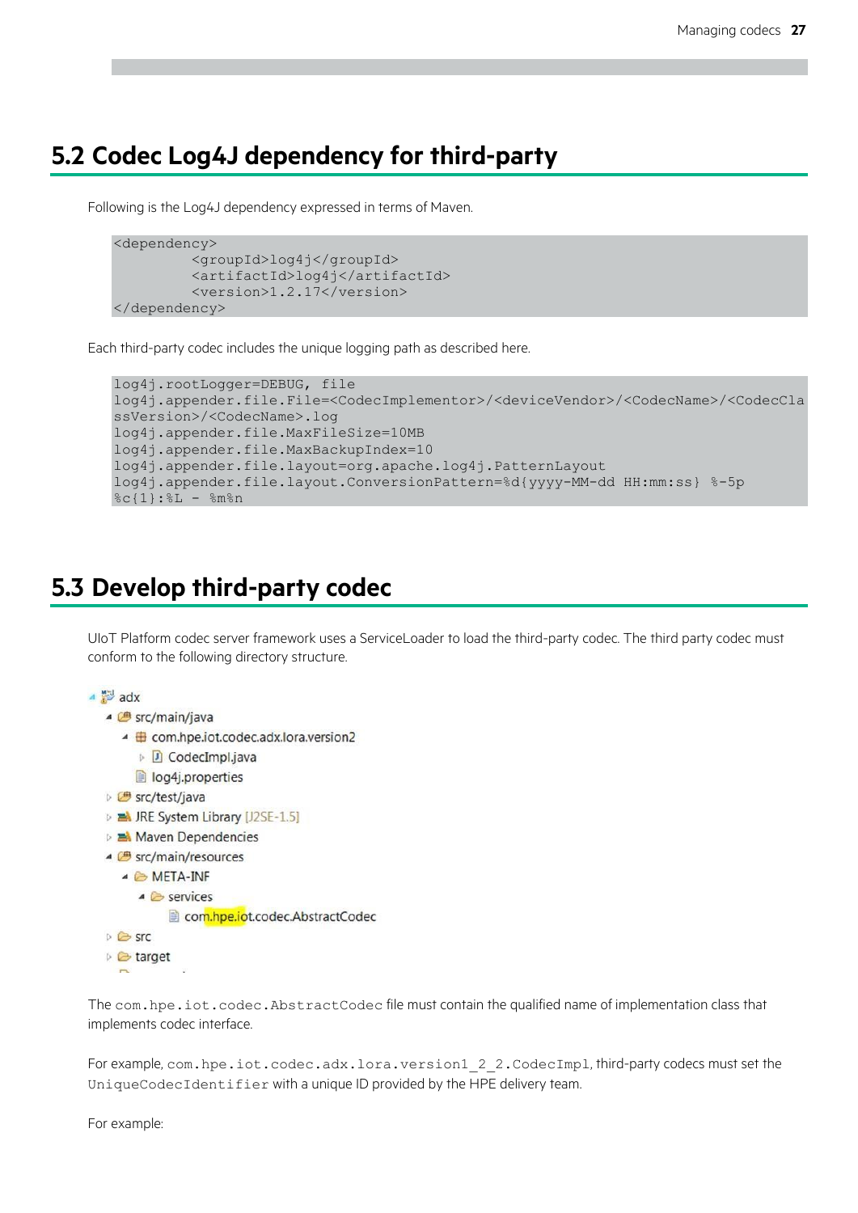## 5.2 Codec Log4J dependency for third-party

Following is the Log4J dependency expressed in terms of Maven.

```
<dependency>
        <groupId>log4j</groupId>
        <artifactId>log4j</artifactId>
        <version>1.2.17</version>
</dependency>
```

Each third-party codec includes the unique logging path as described here.

```
log4j.rootLogger=DEBUG, file
log4j.appender.file.File=<CodecImplementor>/<deviceVendor>/<CodecName>/<CodecClassVersion>/<CodecName>.log
log4j.appender.file.MaxFileSize=10MB
log4j.appender.file.MaxBackupIndex=10
log4j.appender.file.layout=org.apache.log4j.PatternLayout
log4j.appender.file.layout.ConversionPattern=%d{yyyy-MM-dd HH:mm:ss} %-5p
%c{1}:%L - %m%n
```

## 5.3 Develop third-party codec

UIoT Platform codec server framework uses a ServiceLoader to load the third-party codec. The third party codec must conform to the following directory structure.

```
adx
  src/main/java
    com.hpe.iot.codec.adx.lora.version2
      CodecImpl.java
    log4j.properties
  src/test/java
  JRE System Library [J2SE-1.5]
  Maven Dependencies
  src/main/resources
    META-INF
      services
        com.hpe.iot.codec.AbstractCodec
  src
  target
```

The `com.hpe.iot.codec.AbstractCodec` file must contain the qualified name of implementation class that implements codec interface.

For example, `com.hpe.iot.codec.adx.lora.version1_2_2.CodecImpl`, third-party codecs must set the `UniqueCodecIdentifier` with a unique ID provided by the HPE delivery team.

For example: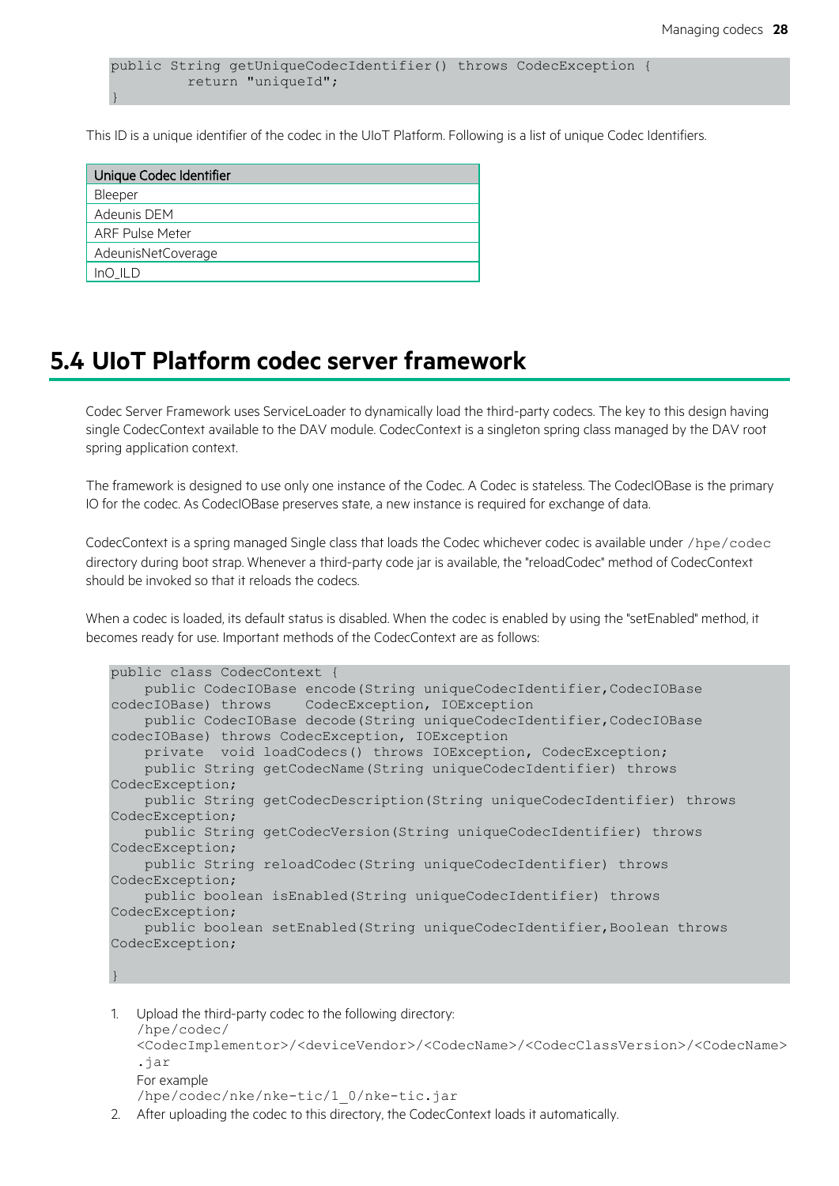```
public String getUniqueCodecIdentifier() throws CodecException {
        return "uniqueId";
}
```

This ID is a unique identifier of the codec in the UIoT Platform. Following is a list of unique Codec Identifiers.

| Unique Codec Identifier |
| --- |
| Bleeper |
| Adeunis DEM |
| ARF Pulse Meter |
| AdeunisNetCoverage |
| InO_ILD |

## 5.4 UIoT Platform codec server framework

Codec Server Framework uses ServiceLoader to dynamically load the third-party codecs. The key to this design having single CodecContext available to the DAV module. CodecContext is a singleton spring class managed by the DAV root spring application context.

The framework is designed to use only one instance of the Codec. A Codec is stateless. The CodecIOBase is the primary IO for the codec. As CodecIOBase preserves state, a new instance is required for exchange of data.

CodecContext is a spring managed Single class that loads the Codec whichever codec is available under `/hpe/codec` directory during boot strap. Whenever a third-party code jar is available, the "reloadCodec" method of CodecContext should be invoked so that it reloads the codecs.

When a codec is loaded, its default status is disabled. When the codec is enabled by using the "setEnabled" method, it becomes ready for use. Important methods of the CodecContext are as follows:

```
public class CodecContext {
    public CodecIOBase encode(String uniqueCodecIdentifier,CodecIOBase
codecIOBase) throws    CodecException, IOException
    public CodecIOBase decode(String uniqueCodecIdentifier,CodecIOBase
codecIOBase) throws CodecException, IOException
    private  void loadCodecs() throws IOException, CodecException;
    public String getCodecName(String uniqueCodecIdentifier) throws
CodecException;
    public String getCodecDescription(String uniqueCodecIdentifier) throws
CodecException;
    public String getCodecVersion(String uniqueCodecIdentifier) throws
CodecException;
    public String reloadCodec(String uniqueCodecIdentifier) throws
CodecException;
    public boolean isEnabled(String uniqueCodecIdentifier) throws
CodecException;
    public boolean setEnabled(String uniqueCodecIdentifier,Boolean throws
CodecException;

}
```

1. Upload the third-party codec to the following directory:
   `/hpe/codec/<CodecImplementor>/<deviceVendor>/<CodecName>/<CodecClassVersion>/<CodecName>.jar`
   For example
   `/hpe/codec/nke/nke-tic/1_0/nke-tic.jar`
2. After uploading the codec to this directory, the CodecContext loads it automatically.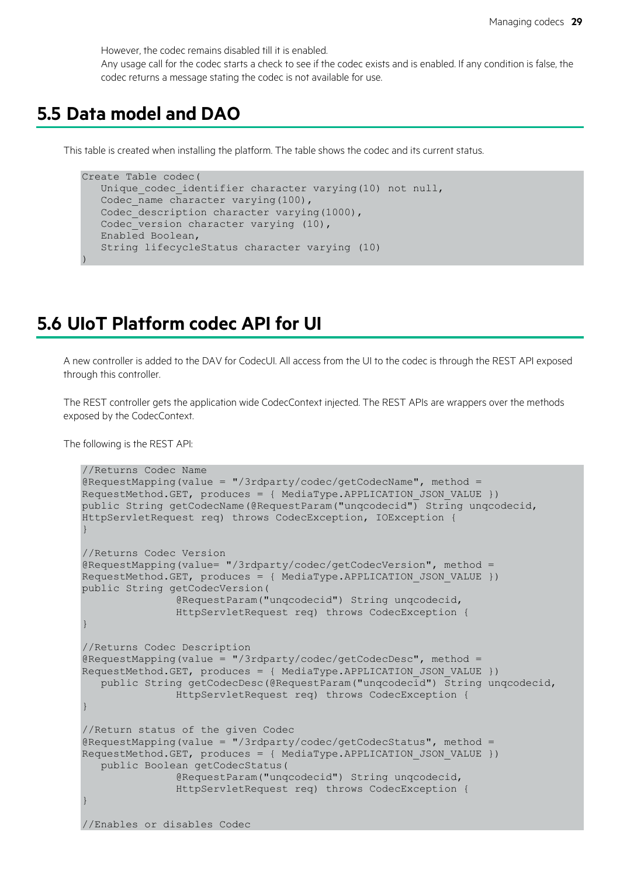However, the codec remains disabled till it is enabled.

Any usage call for the codec starts a check to see if the codec exists and is enabled. If any condition is false, the codec returns a message stating the codec is not available for use.

## 5.5 Data model and DAO

This table is created when installing the platform. The table shows the codec and its current status.

```
Create Table codec(
   Unique_codec_identifier character varying(10) not null,
   Codec_name character varying(100),
   Codec_description character varying(1000),
   Codec_version character varying (10),
   Enabled Boolean,
   String lifecycleStatus character varying (10)
)
```

## 5.6 UIoT Platform codec API for UI

A new controller is added to the DAV for CodecUI. All access from the UI to the codec is through the REST API exposed through this controller.

The REST controller gets the application wide CodecContext injected. The REST APIs are wrappers over the methods exposed by the CodecContext.

The following is the REST API:

```
//Returns Codec Name
@RequestMapping(value = "/3rdparty/codec/getCodecName", method =
RequestMethod.GET, produces = { MediaType.APPLICATION_JSON_VALUE })
public String getCodecName(@RequestParam("unqcodecid") String unqcodecid,
HttpServletRequest req) throws CodecException, IOException {
}

//Returns Codec Version
@RequestMapping(value= "/3rdparty/codec/getCodecVersion", method =
RequestMethod.GET, produces = { MediaType.APPLICATION_JSON_VALUE })
public String getCodecVersion(
               @RequestParam("unqcodecid") String unqcodecid,
               HttpServletRequest req) throws CodecException {
}

//Returns Codec Description
@RequestMapping(value = "/3rdparty/codec/getCodecDesc", method =
RequestMethod.GET, produces = { MediaType.APPLICATION_JSON_VALUE })
   public String getCodecDesc(@RequestParam("unqcodecid") String unqcodecid,
               HttpServletRequest req) throws CodecException {
}

//Return status of the given Codec
@RequestMapping(value = "/3rdparty/codec/getCodecStatus", method =
RequestMethod.GET, produces = { MediaType.APPLICATION_JSON_VALUE })
   public Boolean getCodecStatus(
               @RequestParam("unqcodecid") String unqcodecid,
               HttpServletRequest req) throws CodecException {
}

//Enables or disables Codec
```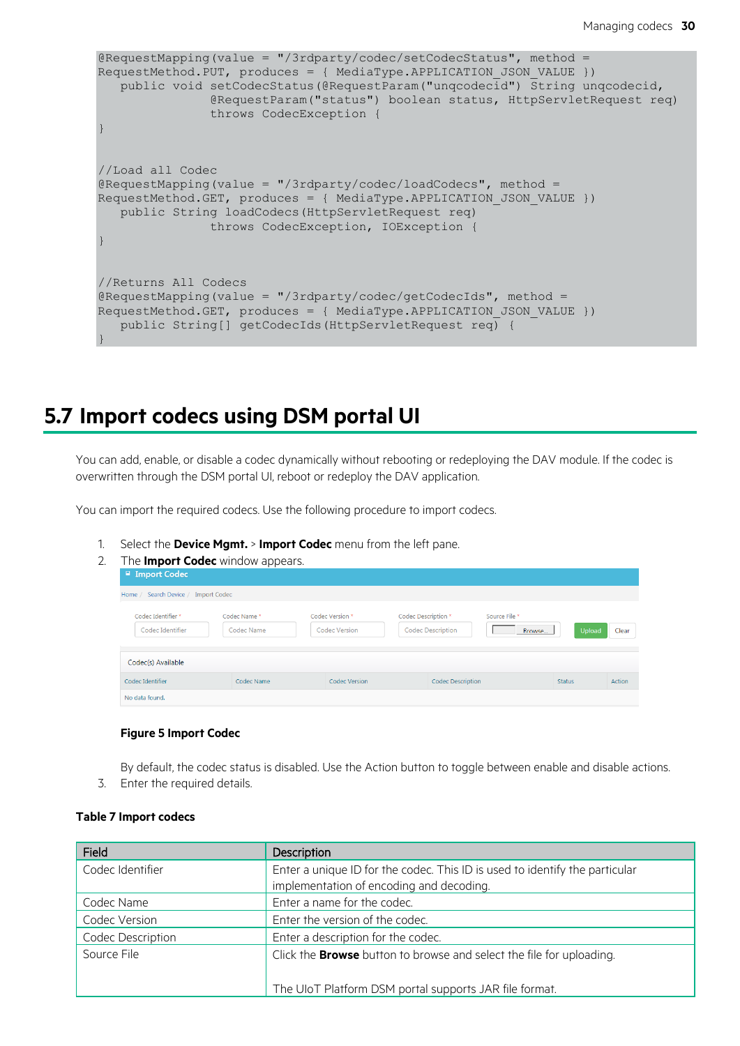```
@RequestMapping(value = "/3rdparty/codec/setCodecStatus", method =
RequestMethod.PUT, produces = { MediaType.APPLICATION_JSON_VALUE })
   public void setCodecStatus(@RequestParam("unqcodecid") String unqcodecid,
               @RequestParam("status") boolean status, HttpServletRequest req)
               throws CodecException {
}


//Load all Codec
@RequestMapping(value = "/3rdparty/codec/loadCodecs", method =
RequestMethod.GET, produces = { MediaType.APPLICATION_JSON_VALUE })
   public String loadCodecs(HttpServletRequest req)
               throws CodecException, IOException {
}


//Returns All Codecs
@RequestMapping(value = "/3rdparty/codec/getCodecIds", method =
RequestMethod.GET, produces = { MediaType.APPLICATION_JSON_VALUE })
   public String[] getCodecIds(HttpServletRequest req) {
}
```

## 5.7 Import codecs using DSM portal UI

You can add, enable, or disable a codec dynamically without rebooting or redeploying the DAV module. If the codec is overwritten through the DSM portal UI, reboot or redeploy the DAV application.

You can import the required codecs. Use the following procedure to import codecs.

1. Select the **Device Mgmt.** > **Import Codec** menu from the left pane.
2. The **Import Codec** window appears.

**Figure 5 Import Codec**

By default, the codec status is disabled. Use the Action button to toggle between enable and disable actions.

3. Enter the required details.

**Table 7 Import codecs**

| Field | Description |
| --- | --- |
| Codec Identifier | Enter a unique ID for the codec. This ID is used to identify the particular implementation of encoding and decoding. |
| Codec Name | Enter a name for the codec. |
| Codec Version | Enter the version of the codec. |
| Codec Description | Enter a description for the codec. |
| Source File | Click the **Browse** button to browse and select the file for uploading.<br><br>The UIoT Platform DSM portal supports JAR file format. |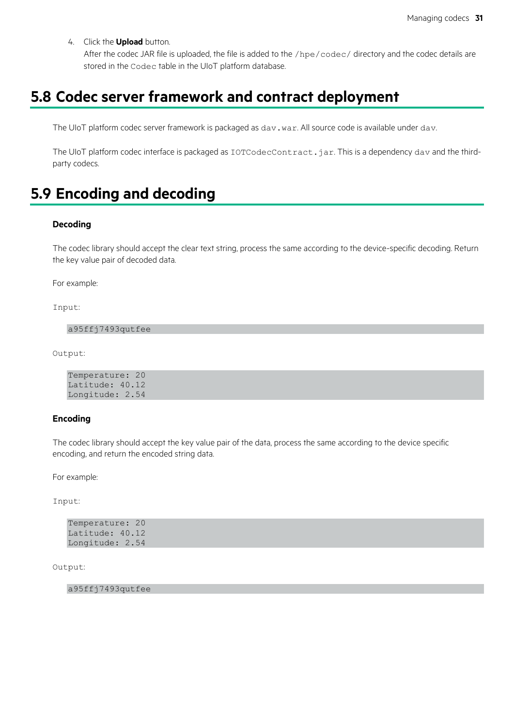4. Click the **Upload** button.
   After the codec JAR file is uploaded, the file is added to the `/hpe/codec/` directory and the codec details are stored in the `Codec` table in the UIoT platform database.

## 5.8 Codec server framework and contract deployment

The UIoT platform codec server framework is packaged as `dav.war`. All source code is available under `dav`.

The UIoT platform codec interface is packaged as `IOTCodecContract.jar`. This is a dependency `dav` and the third-party codecs.

## 5.9 Encoding and decoding

### Decoding

The codec library should accept the clear text string, process the same according to the device-specific decoding. Return the key value pair of decoded data.

For example:

`Input:`

```
a95ffj7493qutfee
```

`Output:`

```
Temperature: 20
Latitude: 40.12
Longitude: 2.54
```

### Encoding

The codec library should accept the key value pair of the data, process the same according to the device specific encoding, and return the encoded string data.

For example:

`Input:`

```
Temperature: 20
Latitude: 40.12
Longitude: 2.54
```

`Output:`

```
a95ffj7493qutfee
```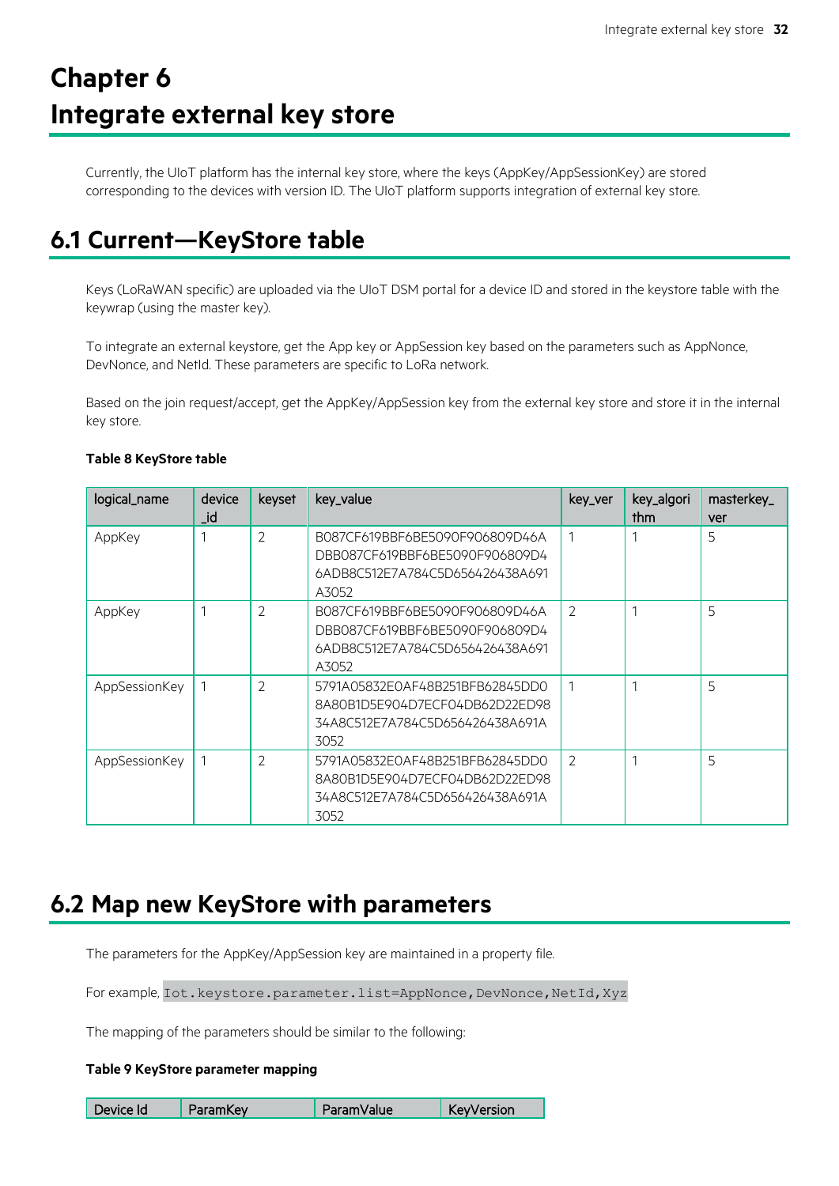# Chapter 6 Integrate external key store

Currently, the UIoT platform has the internal key store, where the keys (AppKey/AppSessionKey) are stored corresponding to the devices with version ID. The UIoT platform supports integration of external key store.

## 6.1 Current—KeyStore table

Keys (LoRaWAN specific) are uploaded via the UIoT DSM portal for a device ID and stored in the keystore table with the keywrap (using the master key).

To integrate an external keystore, get the App key or AppSession key based on the parameters such as AppNonce, DevNonce, and NetId. These parameters are specific to LoRa network.

Based on the join request/accept, get the AppKey/AppSession key from the external key store and store it in the internal key store.

**Table 8 KeyStore table**

| logical_name | device_id | keyset | key_value | key_ver | key_algorithm | masterkey_ver |
|---|---|---|---|---|---|---|
| AppKey | 1 | 2 | B087CF619BBF6BE5090F906809D46ADBB087CF619BBF6BE5090F906809D46ADB8C512E7A784C5D656426438A691A3052 | 1 | 1 | 5 |
| AppKey | 1 | 2 | B087CF619BBF6BE5090F906809D46ADBB087CF619BBF6BE5090F906809D46ADB8C512E7A784C5D656426438A691A3052 | 2 | 1 | 5 |
| AppSessionKey | 1 | 2 | 5791A05832E0AF48B251BFB62845DD08A80B1D5E904D7ECF04DB62D22ED9834A8C512E7A784C5D656426438A691A3052 | 1 | 1 | 5 |
| AppSessionKey | 1 | 2 | 5791A05832E0AF48B251BFB62845DD08A80B1D5E904D7ECF04DB62D22ED9834A8C512E7A784C5D656426438A691A3052 | 2 | 1 | 5 |

## 6.2 Map new KeyStore with parameters

The parameters for the AppKey/AppSession key are maintained in a property file.

For example, `Iot.keystore.parameter.list=AppNonce,DevNonce,NetId,Xyz`

The mapping of the parameters should be similar to the following:

**Table 9 KeyStore parameter mapping**

| Device Id | ParamKey | ParamValue | KeyVersion |
|---|---|---|---|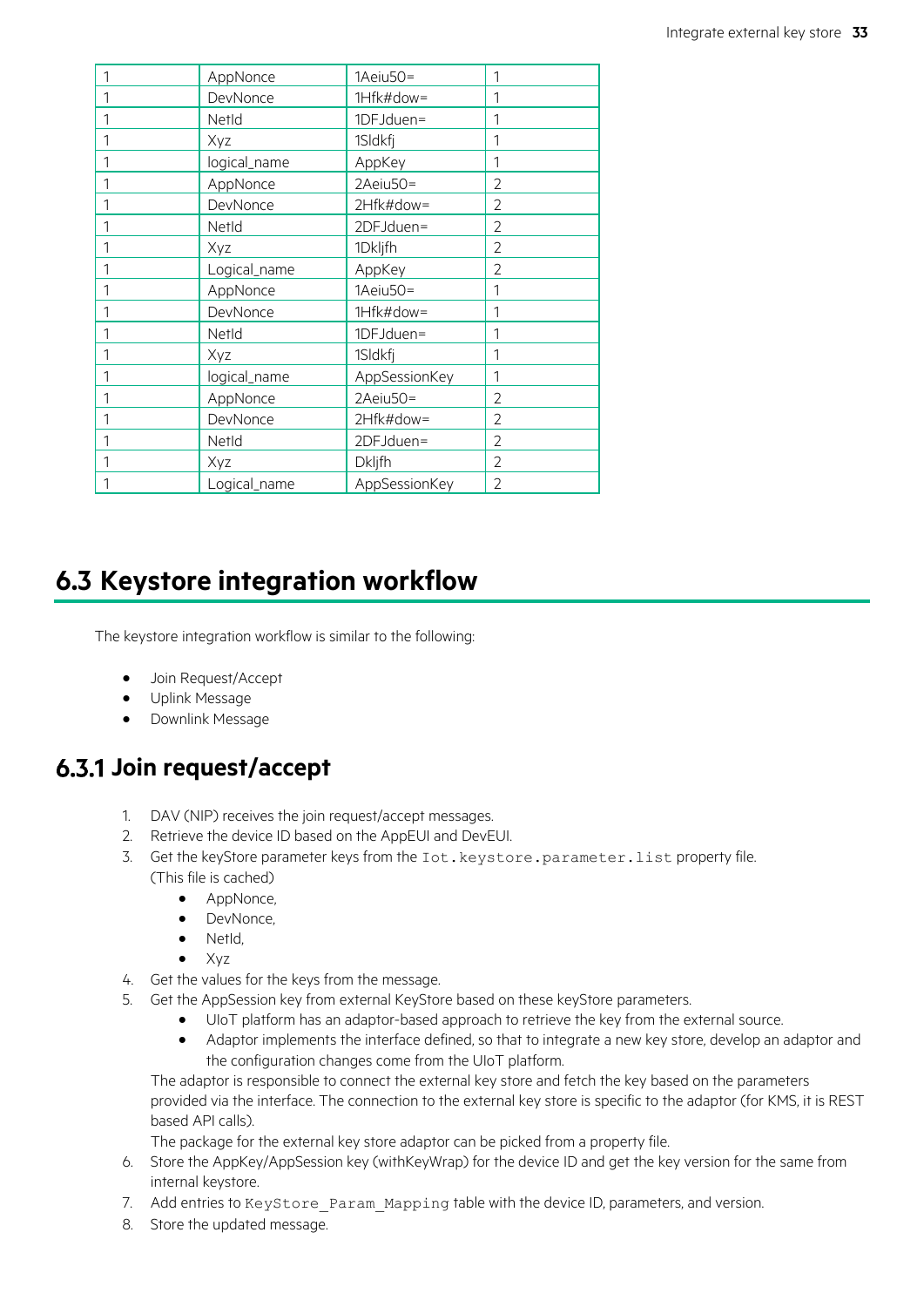| 1 | AppNonce | 1Aeiu50= | 1 |
|---|---|---|---|
| 1 | DevNonce | 1Hfk#dow= | 1 |
| 1 | NetId | 1DFJduen= | 1 |
| 1 | Xyz | 1Sldkfj | 1 |
| 1 | logical_name | AppKey | 1 |
| 1 | AppNonce | 2Aeiu50= | 2 |
| 1 | DevNonce | 2Hfk#dow= | 2 |
| 1 | NetId | 2DFJduen= | 2 |
| 1 | Xyz | 1Dkljfh | 2 |
| 1 | Logical_name | AppKey | 2 |
| 1 | AppNonce | 1Aeiu50= | 1 |
| 1 | DevNonce | 1Hfk#dow= | 1 |
| 1 | NetId | 1DFJduen= | 1 |
| 1 | Xyz | 1Sldkfj | 1 |
| 1 | logical_name | AppSessionKey | 1 |
| 1 | AppNonce | 2Aeiu50= | 2 |
| 1 | DevNonce | 2Hfk#dow= | 2 |
| 1 | NetId | 2DFJduen= | 2 |
| 1 | Xyz | Dkljfh | 2 |
| 1 | Logical_name | AppSessionKey | 2 |

# 6.3 Keystore integration workflow

The keystore integration workflow is similar to the following:

- Join Request/Accept
- Uplink Message
- Downlink Message

## 6.3.1 Join request/accept

1. DAV (NIP) receives the join request/accept messages.
2. Retrieve the device ID based on the AppEUI and DevEUI.
3. Get the keyStore parameter keys from the `Iot.keystore.parameter.list` property file. (This file is cached)
   - AppNonce,
   - DevNonce,
   - NetId,
   - Xyz
4. Get the values for the keys from the message.
5. Get the AppSession key from external KeyStore based on these keyStore parameters.
   - UIoT platform has an adaptor-based approach to retrieve the key from the external source.
   - Adaptor implements the interface defined, so that to integrate a new key store, develop an adaptor and the configuration changes come from the UIoT platform.

   The adaptor is responsible to connect the external key store and fetch the key based on the parameters provided via the interface. The connection to the external key store is specific to the adaptor (for KMS, it is REST based API calls).

   The package for the external key store adaptor can be picked from a property file.
6. Store the AppKey/AppSession key (withKeyWrap) for the device ID and get the key version for the same from internal keystore.
7. Add entries to `KeyStore_Param_Mapping` table with the device ID, parameters, and version.
8. Store the updated message.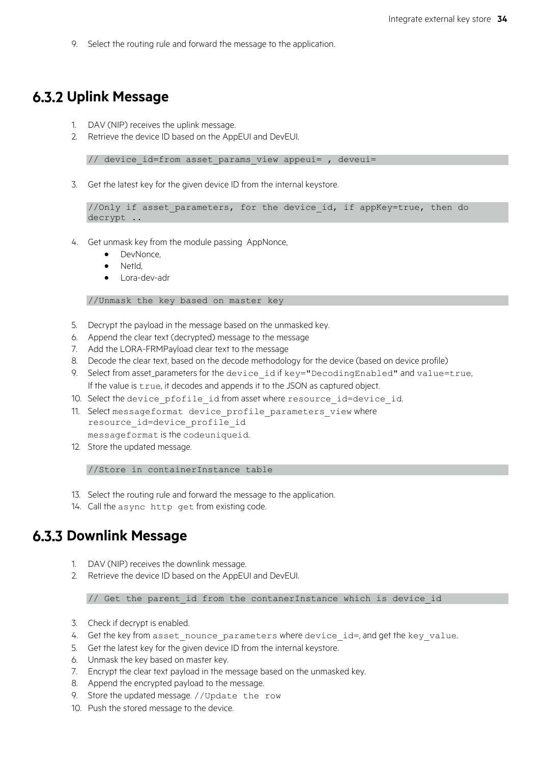9. Select the routing rule and forward the message to the application.

## 6.3.2 Uplink Message

1. DAV (NIP) receives the uplink message.
2. Retrieve the device ID based on the AppEUI and DevEUI.

```
// device_id=from asset_params_view appeui= , deveui=
```

3. Get the latest key for the given device ID from the internal keystore.

```
//Only if asset_parameters, for the device_id, if appKey=true, then do
decrypt ..
```

4. Get unmask key from the module passing AppNonce,
   - DevNonce,
   - NetId,
   - Lora-dev-adr

```
//Unmask the key based on master key
```

5. Decrypt the payload in the message based on the unmasked key.
6. Append the clear text (decrypted) message to the message
7. Add the LORA-FRMPayload clear text to the message
8. Decode the clear text, based on the decode methodology for the device (based on device profile)
9. Select from asset_parameters for the `device_id` if `key="DecodingEnabled"` and `value=true`, If the value is `true`, it decodes and appends it to the JSON as captured object.
10. Select the `device_pfofile_id` from asset where `resource_id=device_id`.
11. Select `messageformat device_profile_parameters_view` where `resource_id=device_profile_id`
    `messageformat` is the `codeuniqueid`.
12. Store the updated message.

```
//Store in containerInstance table
```

13. Select the routing rule and forward the message to the application.
14. Call the `async http get` from existing code.

## 6.3.3 Downlink Message

1. DAV (NIP) receives the downlink message.
2. Retrieve the device ID based on the AppEUI and DevEUI.

```
// Get the parent_id from the contanerInstance which is device_id
```

3. Check if decrypt is enabled.
4. Get the key from `asset_nounce_parameters` where `device_id=`, and get the `key_value`.
5. Get the latest key for the given device ID from the internal keystore.
6. Unmask the key based on master key.
7. Encrypt the clear text payload in the message based on the unmasked key.
8. Append the encrypted payload to the message.
9. Store the updated message. `//Update the row`
10. Push the stored message to the device.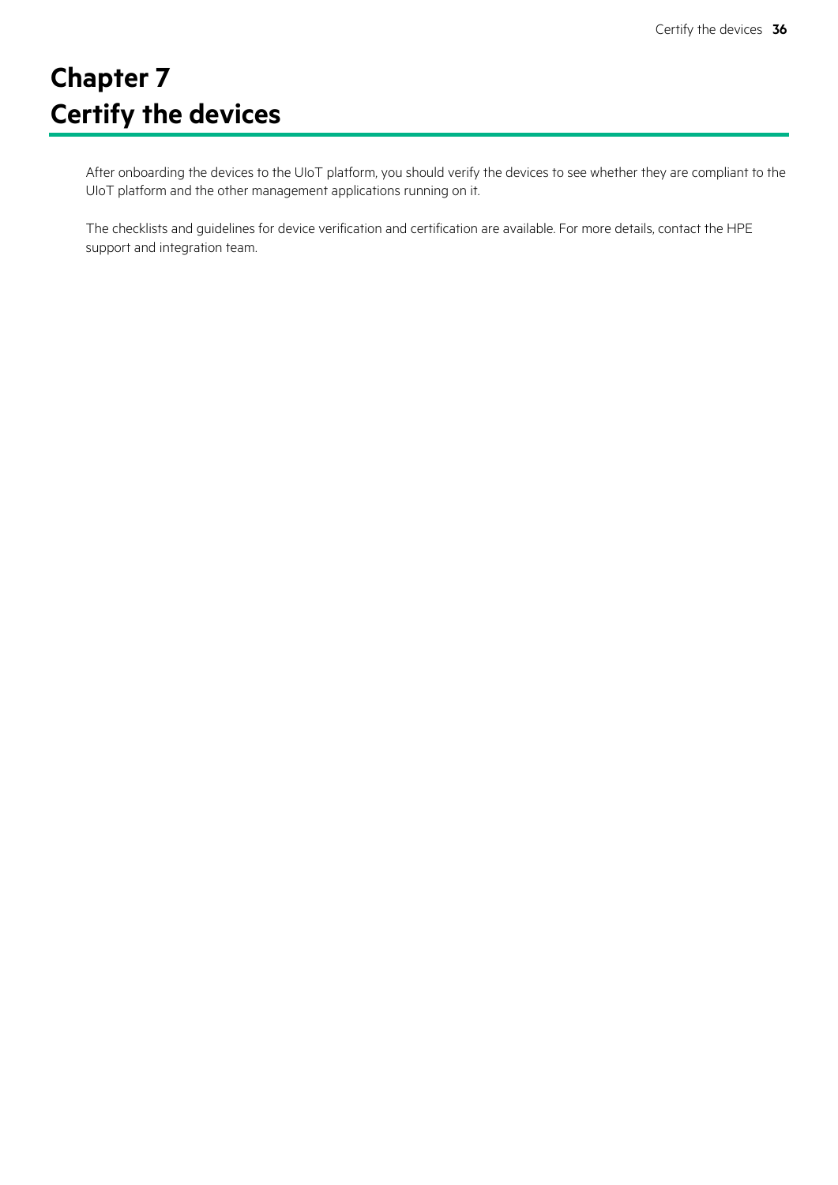# Chapter 7
# Certify the devices

After onboarding the devices to the UIoT platform, you should verify the devices to see whether they are compliant to the UIoT platform and the other management applications running on it.

The checklists and guidelines for device verification and certification are available. For more details, contact the HPE support and integration team.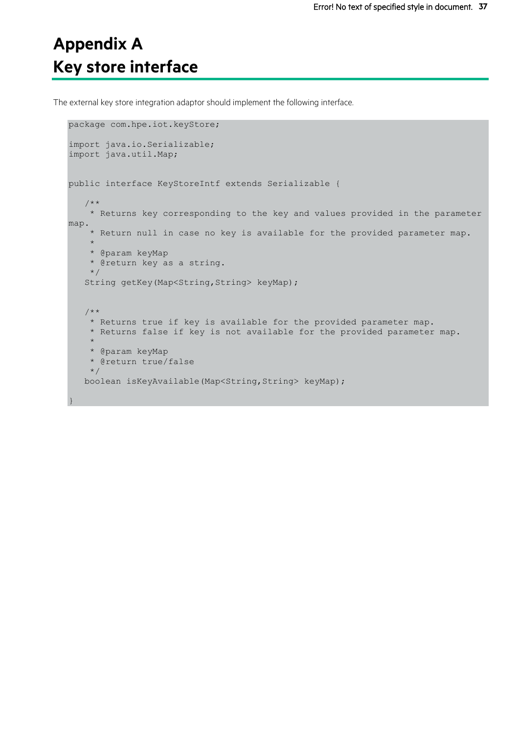# Appendix A
# Key store interface

The external key store integration adaptor should implement the following interface.

```
package com.hpe.iot.keyStore;

import java.io.Serializable;
import java.util.Map;


public interface KeyStoreIntf extends Serializable {

   /**
    * Returns key corresponding to the key and values provided in the parameter
map.
    * Return null in case no key is available for the provided parameter map.
    *
    * @param keyMap
    * @return key as a string.
    */
   String getKey(Map<String,String> keyMap);


   /**
    * Returns true if key is available for the provided parameter map.
    * Returns false if key is not available for the provided parameter map.
    *
    * @param keyMap
    * @return true/false
    */
   boolean isKeyAvailable(Map<String,String> keyMap);

}
```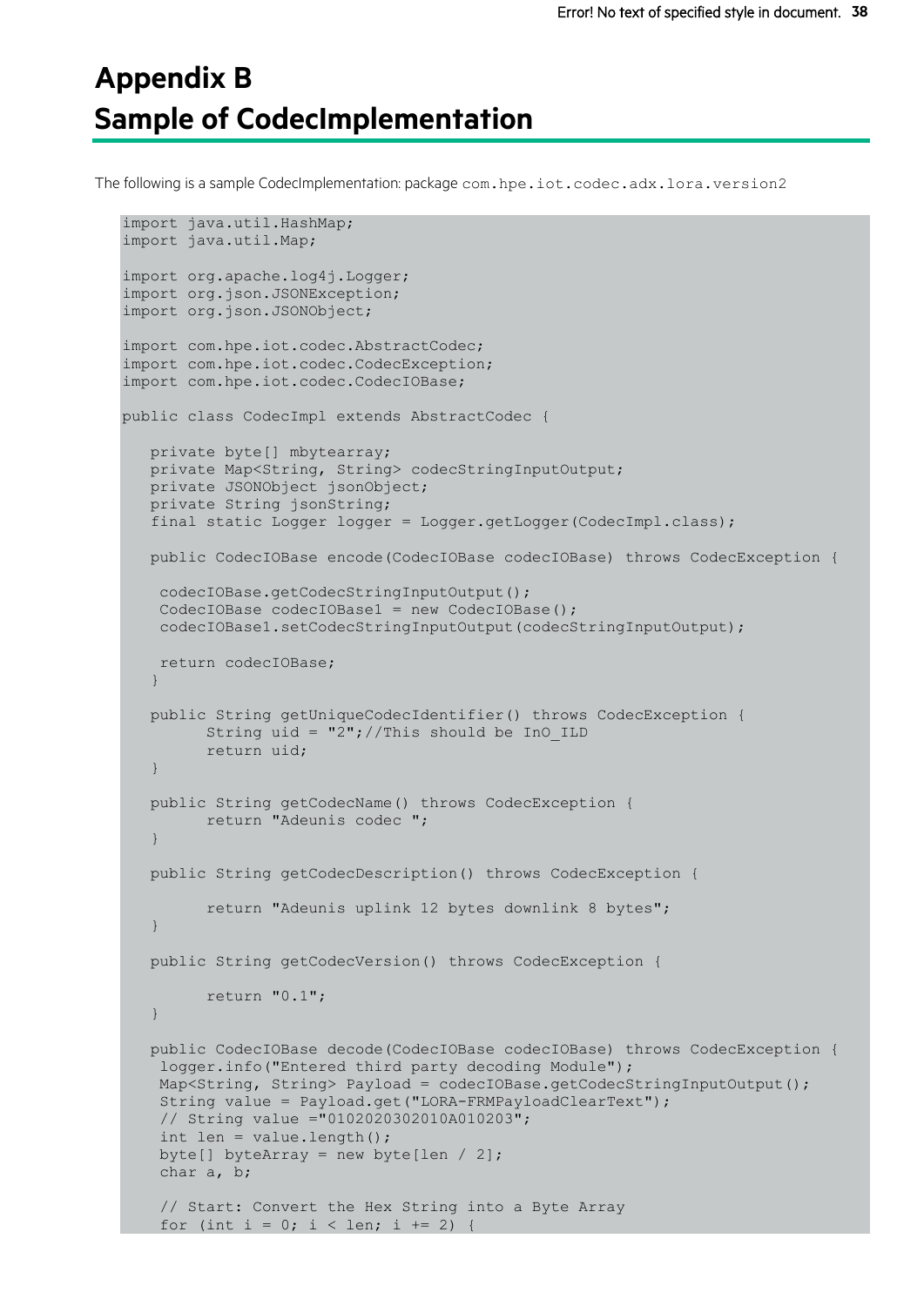# Appendix B Sample of CodecImplementation

The following is a sample CodecImplementation: package `com.hpe.iot.codec.adx.lora.version2`

```
import java.util.HashMap;
import java.util.Map;

import org.apache.log4j.Logger;
import org.json.JSONException;
import org.json.JSONObject;

import com.hpe.iot.codec.AbstractCodec;
import com.hpe.iot.codec.CodecException;
import com.hpe.iot.codec.CodecIOBase;

public class CodecImpl extends AbstractCodec {

   private byte[] mbytearray;
   private Map<String, String> codecStringInputOutput;
   private JSONObject jsonObject;
   private String jsonString;
   final static Logger logger = Logger.getLogger(CodecImpl.class);

   public CodecIOBase encode(CodecIOBase codecIOBase) throws CodecException {

    codecIOBase.getCodecStringInputOutput();
    CodecIOBase codecIOBase1 = new CodecIOBase();
    codecIOBase1.setCodecStringInputOutput(codecStringInputOutput);

    return codecIOBase;
   }

   public String getUniqueCodecIdentifier() throws CodecException {
         String uid = "2";//This should be InO_ILD
         return uid;
   }

   public String getCodecName() throws CodecException {
         return "Adeunis codec ";
   }

   public String getCodecDescription() throws CodecException {

         return "Adeunis uplink 12 bytes downlink 8 bytes";
   }

   public String getCodecVersion() throws CodecException {

         return "0.1";
   }

   public CodecIOBase decode(CodecIOBase codecIOBase) throws CodecException {
    logger.info("Entered third party decoding Module");
    Map<String, String> Payload = codecIOBase.getCodecStringInputOutput();
    String value = Payload.get("LORA-FRMPayloadClearText");
    // String value ="0102020302010A010203";
    int len = value.length();
    byte[] byteArray = new byte[len / 2];
    char a, b;

    // Start: Convert the Hex String into a Byte Array
    for (int i = 0; i < len; i += 2) {
```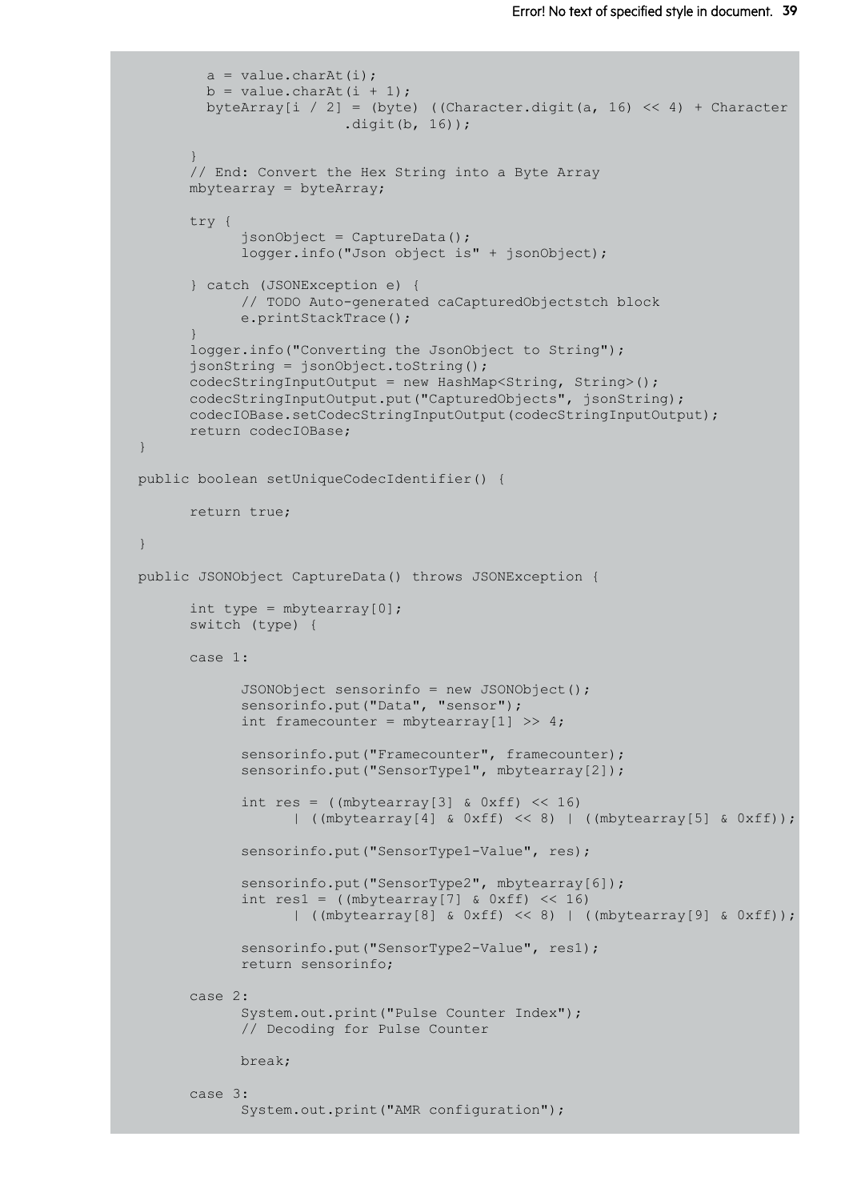```
        a = value.charAt(i);
        b = value.charAt(i + 1);
        byteArray[i / 2] = (byte) ((Character.digit(a, 16) << 4) + Character
                        .digit(b, 16));

      }
      // End: Convert the Hex String into a Byte Array
      mbytearray = byteArray;

      try {
            jsonObject = CaptureData();
            logger.info("Json object is" + jsonObject);

      } catch (JSONException e) {
            // TODO Auto-generated caCapturedObjectstch block
            e.printStackTrace();
      }
      logger.info("Converting the JsonObject to String");
      jsonString = jsonObject.toString();
      codecStringInputOutput = new HashMap<String, String>();
      codecStringInputOutput.put("CapturedObjects", jsonString);
      codecIOBase.setCodecStringInputOutput(codecStringInputOutput);
      return codecIOBase;
}

public boolean setUniqueCodecIdentifier() {

      return true;

}

public JSONObject CaptureData() throws JSONException {

      int type = mbytearray[0];
      switch (type) {

      case 1:

            JSONObject sensorinfo = new JSONObject();
            sensorinfo.put("Data", "sensor");
            int framecounter = mbytearray[1] >> 4;

            sensorinfo.put("Framecounter", framecounter);
            sensorinfo.put("SensorType1", mbytearray[2]);

            int res = ((mbytearray[3] & 0xff) << 16)
                  | ((mbytearray[4] & 0xff) << 8) | ((mbytearray[5] & 0xff));

            sensorinfo.put("SensorType1-Value", res);

            sensorinfo.put("SensorType2", mbytearray[6]);
            int res1 = ((mbytearray[7] & 0xff) << 16)
                  | ((mbytearray[8] & 0xff) << 8) | ((mbytearray[9] & 0xff));

            sensorinfo.put("SensorType2-Value", res1);
            return sensorinfo;

      case 2:
            System.out.print("Pulse Counter Index");
            // Decoding for Pulse Counter

            break;

      case 3:
            System.out.print("AMR configuration");
```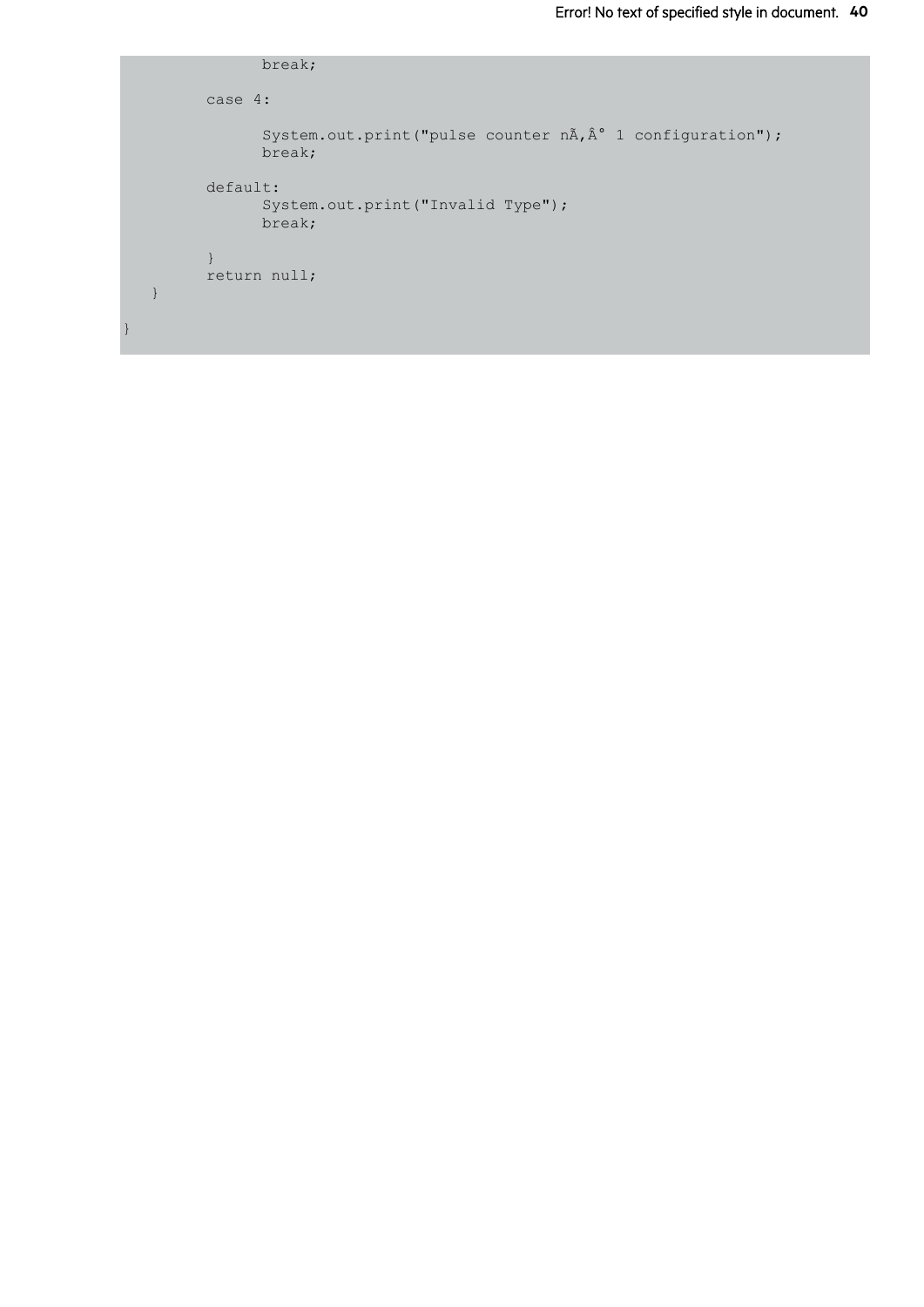```
            break;

        case 4:

            System.out.print("pulse counter nÃ,Â° 1 configuration");
            break;

        default:
            System.out.print("Invalid Type");
            break;

        }
        return null;
    }

}
```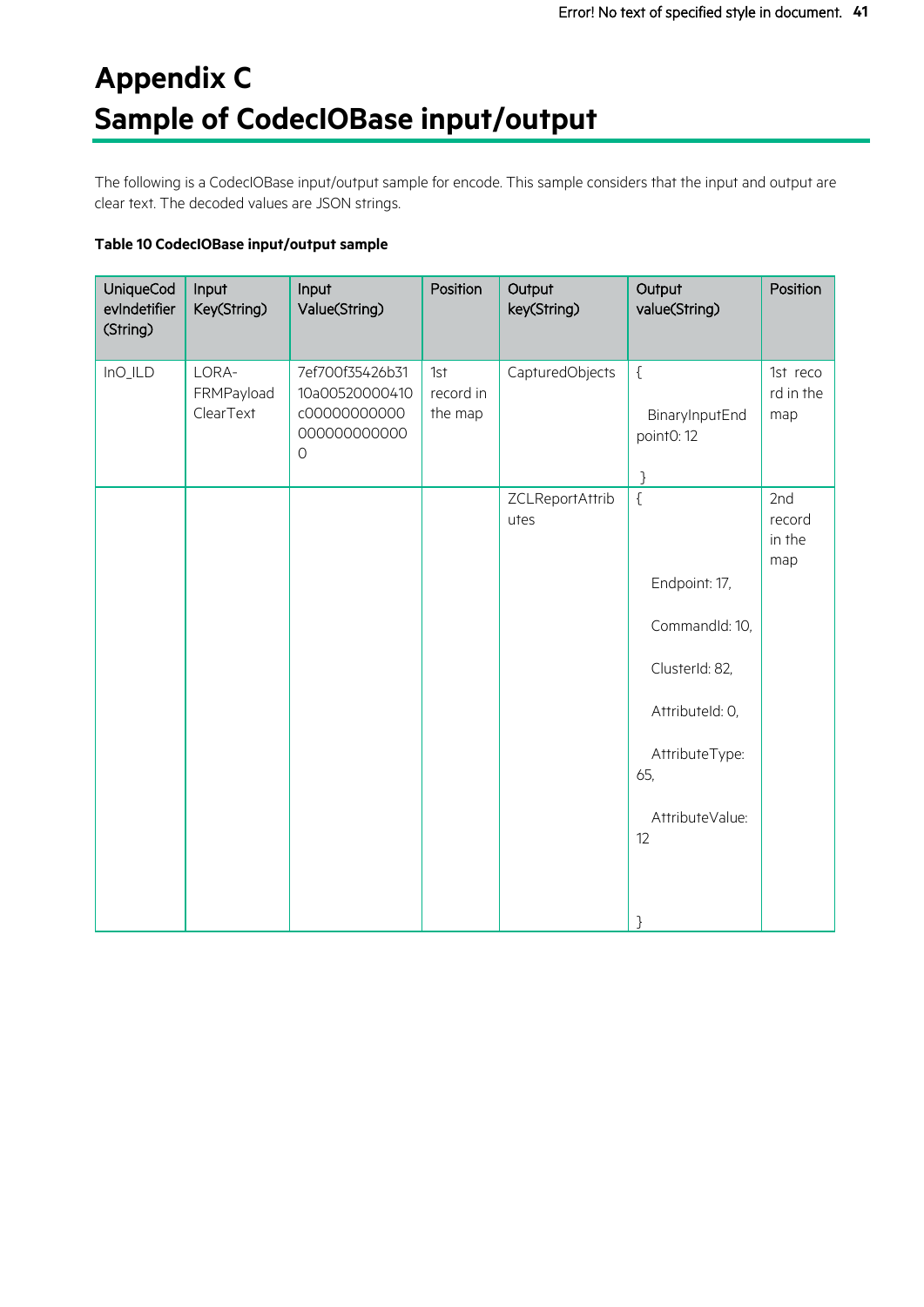# Appendix C
# Sample of CodecIOBase input/output

The following is a CodecIOBase input/output sample for encode. This sample considers that the input and output are clear text. The decoded values are JSON strings.

**Table 10 CodecIOBase input/output sample**

| UniqueCodevIndetifier (String) | Input Key(String) | Input Value(String) | Position | Output key(String) | Output value(String) | Position |
|---|---|---|---|---|---|---|
| InO_ILD | LORA-FRMPayload ClearText | 7ef700f35426b3110a00520000410c000000000000000000000 | 1st record in the map | CapturedObjects | { BinaryInputEndpoint0: 12 } | 1st record in the map |
| | | | | ZCLReportAttributes | { Endpoint: 17, CommandId: 10, ClusterId: 82, AttributeId: 0, AttributeType: 65, AttributeValue: 12 } | 2nd record in the map |